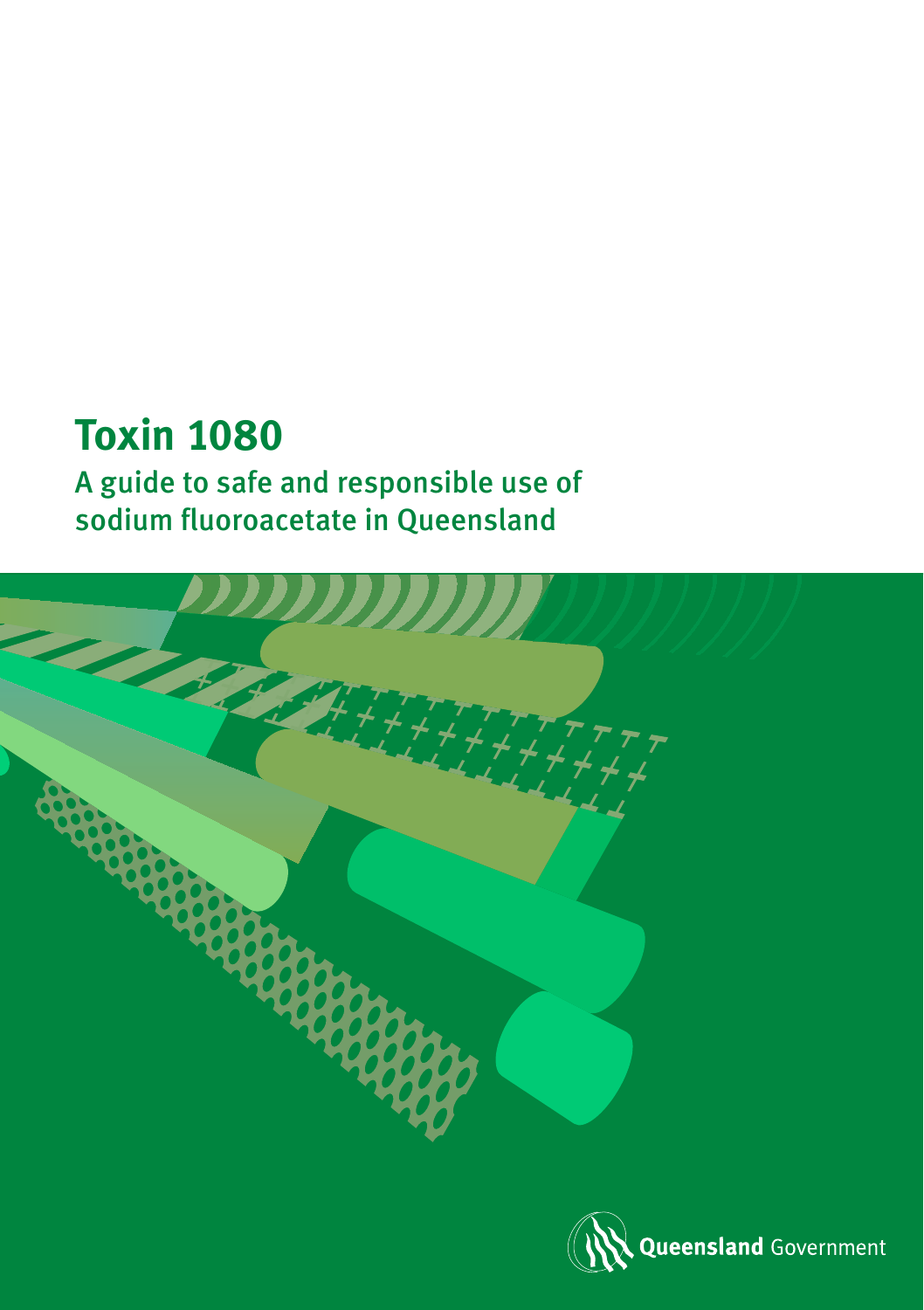# Toxin 1080

## A guide to safe and responsible use of sodium fluoroacetate in Queensland

Queensland Government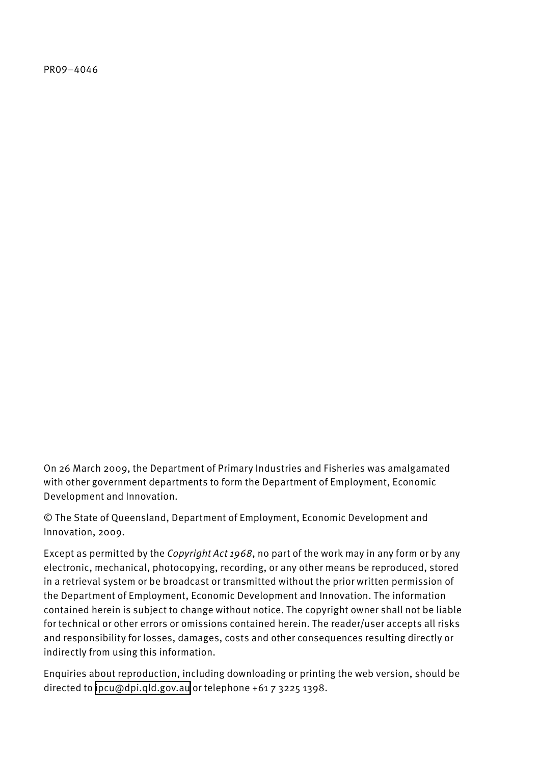PR09–4046

On 26 March 2009, the Department of Primary Industries and Fisheries was amalgamated with other government departments to form the Department of Employment, Economic Development and Innovation.

© The State of Queensland, Department of Employment, Economic Development and Innovation, 2009.

Except as permitted by the *Copyright Act 1968*, no part of the work may in any form or by any electronic, mechanical, photocopying, recording, or any other means be reproduced, stored in a retrieval system or be broadcast or transmitted without the prior written permission of the Department of Employment, Economic Development and Innovation. The information contained herein is subject to change without notice. The copyright owner shall not be liable for technical or other errors or omissions contained herein. The reader/user accepts all risks and responsibility for losses, damages, costs and other consequences resulting directly or indirectly from using this information.

Enquiries about reproduction, including downloading or printing the web version, should be directed to ipcu@dpi.qld.gov.au or telephone +61 7 3225 1398.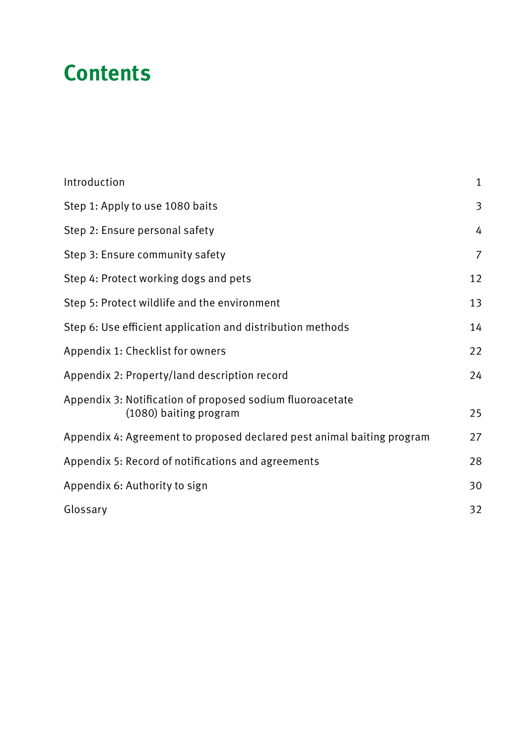# Contents

| | |
|---|---|
| Introduction | 1 |
| Step 1: Apply to use 1080 baits | 3 |
| Step 2: Ensure personal safety | 4 |
| Step 3: Ensure community safety | 7 |
| Step 4: Protect working dogs and pets | 12 |
| Step 5: Protect wildlife and the environment | 13 |
| Step 6: Use efficient application and distribution methods | 14 |
| Appendix 1: Checklist for owners | 22 |
| Appendix 2: Property/land description record | 24 |
| Appendix 3: Notification of proposed sodium fluoroacetate (1080) baiting program | 25 |
| Appendix 4: Agreement to proposed declared pest animal baiting program | 27 |
| Appendix 5: Record of notifications and agreements | 28 |
| Appendix 6: Authority to sign | 30 |
| Glossary | 32 |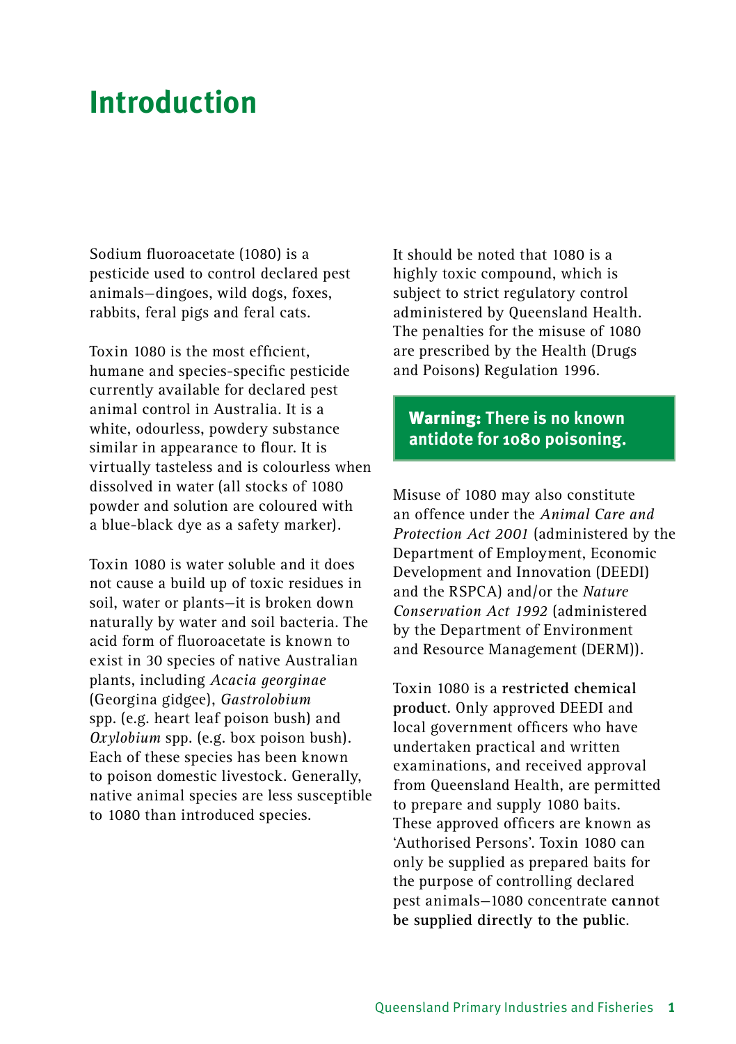# Introduction

Sodium fluoroacetate (1080) is a pesticide used to control declared pest animals—dingoes, wild dogs, foxes, rabbits, feral pigs and feral cats.

Toxin 1080 is the most efficient, humane and species-specific pesticide currently available for declared pest animal control in Australia. It is a white, odourless, powdery substance similar in appearance to flour. It is virtually tasteless and is colourless when dissolved in water (all stocks of 1080 powder and solution are coloured with a blue-black dye as a safety marker).

Toxin 1080 is water soluble and it does not cause a build up of toxic residues in soil, water or plants—it is broken down naturally by water and soil bacteria. The acid form of fluoroacetate is known to exist in 30 species of native Australian plants, including *Acacia georginae* (Georgina gidgee), *Gastrolobium* spp. (e.g. heart leaf poison bush) and *Oxylobium* spp. (e.g. box poison bush). Each of these species has been known to poison domestic livestock. Generally, native animal species are less susceptible to 1080 than introduced species.

It should be noted that 1080 is a highly toxic compound, which is subject to strict regulatory control administered by Queensland Health. The penalties for the misuse of 1080 are prescribed by the Health (Drugs and Poisons) Regulation 1996.

**Warning: There is no known antidote for 1080 poisoning.**

Misuse of 1080 may also constitute an offence under the *Animal Care and Protection Act 2001* (administered by the Department of Employment, Economic Development and Innovation (DEEDI) and the RSPCA) and/or the *Nature Conservation Act 1992* (administered by the Department of Environment and Resource Management (DERM)).

Toxin 1080 is a **restricted chemical product**. Only approved DEEDI and local government officers who have undertaken practical and written examinations, and received approval from Queensland Health, are permitted to prepare and supply 1080 baits. These approved officers are known as 'Authorised Persons'. Toxin 1080 can only be supplied as prepared baits for the purpose of controlling declared pest animals—1080 concentrate **cannot be supplied directly to the public**.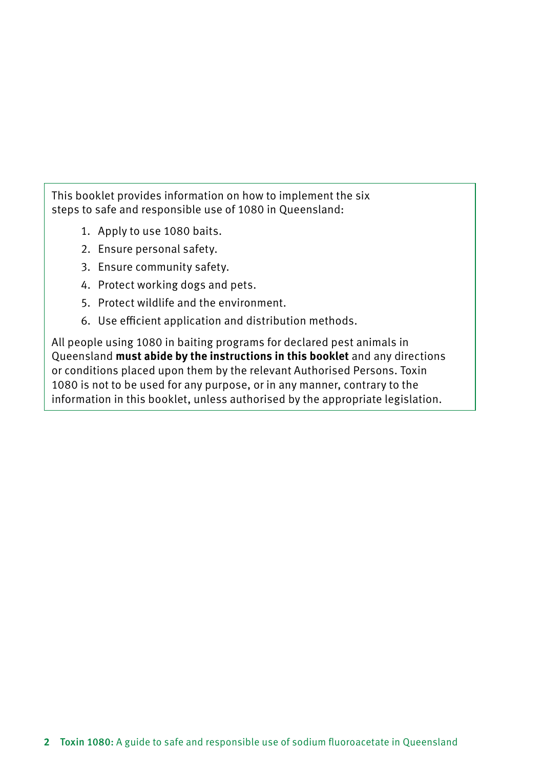This booklet provides information on how to implement the six steps to safe and responsible use of 1080 in Queensland:

1. Apply to use 1080 baits.
2. Ensure personal safety.
3. Ensure community safety.
4. Protect working dogs and pets.
5. Protect wildlife and the environment.
6. Use efficient application and distribution methods.

All people using 1080 in baiting programs for declared pest animals in Queensland **must abide by the instructions in this booklet** and any directions or conditions placed upon them by the relevant Authorised Persons. Toxin 1080 is not to be used for any purpose, or in any manner, contrary to the information in this booklet, unless authorised by the appropriate legislation.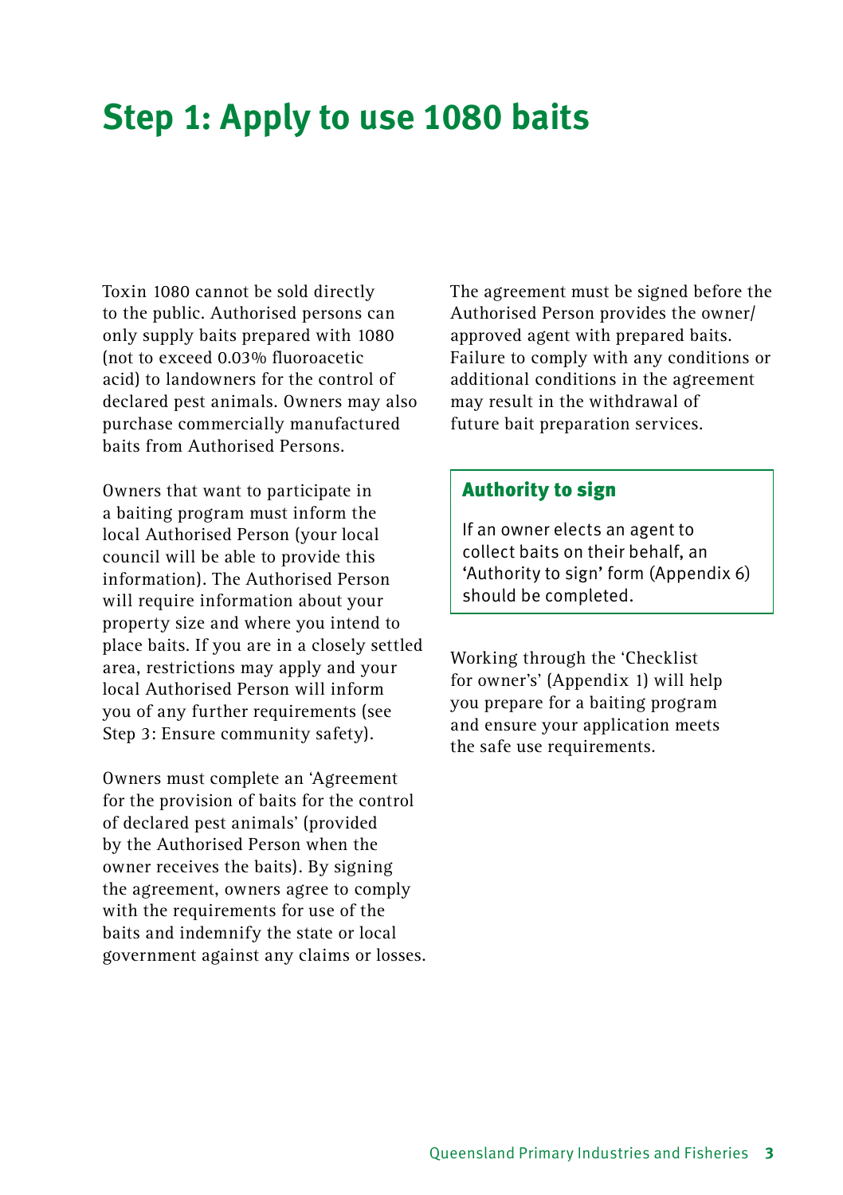# Step 1: Apply to use 1080 baits

Toxin 1080 cannot be sold directly to the public. Authorised persons can only supply baits prepared with 1080 (not to exceed 0.03% fluoroacetic acid) to landowners for the control of declared pest animals. Owners may also purchase commercially manufactured baits from Authorised Persons.

Owners that want to participate in a baiting program must inform the local Authorised Person (your local council will be able to provide this information). The Authorised Person will require information about your property size and where you intend to place baits. If you are in a closely settled area, restrictions may apply and your local Authorised Person will inform you of any further requirements (see Step 3: Ensure community safety).

Owners must complete an 'Agreement for the provision of baits for the control of declared pest animals' (provided by the Authorised Person when the owner receives the baits). By signing the agreement, owners agree to comply with the requirements for use of the baits and indemnify the state or local government against any claims or losses.

The agreement must be signed before the Authorised Person provides the owner/approved agent with prepared baits. Failure to comply with any conditions or additional conditions in the agreement may result in the withdrawal of future bait preparation services.

### Authority to sign

If an owner elects an agent to collect baits on their behalf, an 'Authority to sign' form (Appendix 6) should be completed.

Working through the 'Checklist for owner's' (Appendix 1) will help you prepare for a baiting program and ensure your application meets the safe use requirements.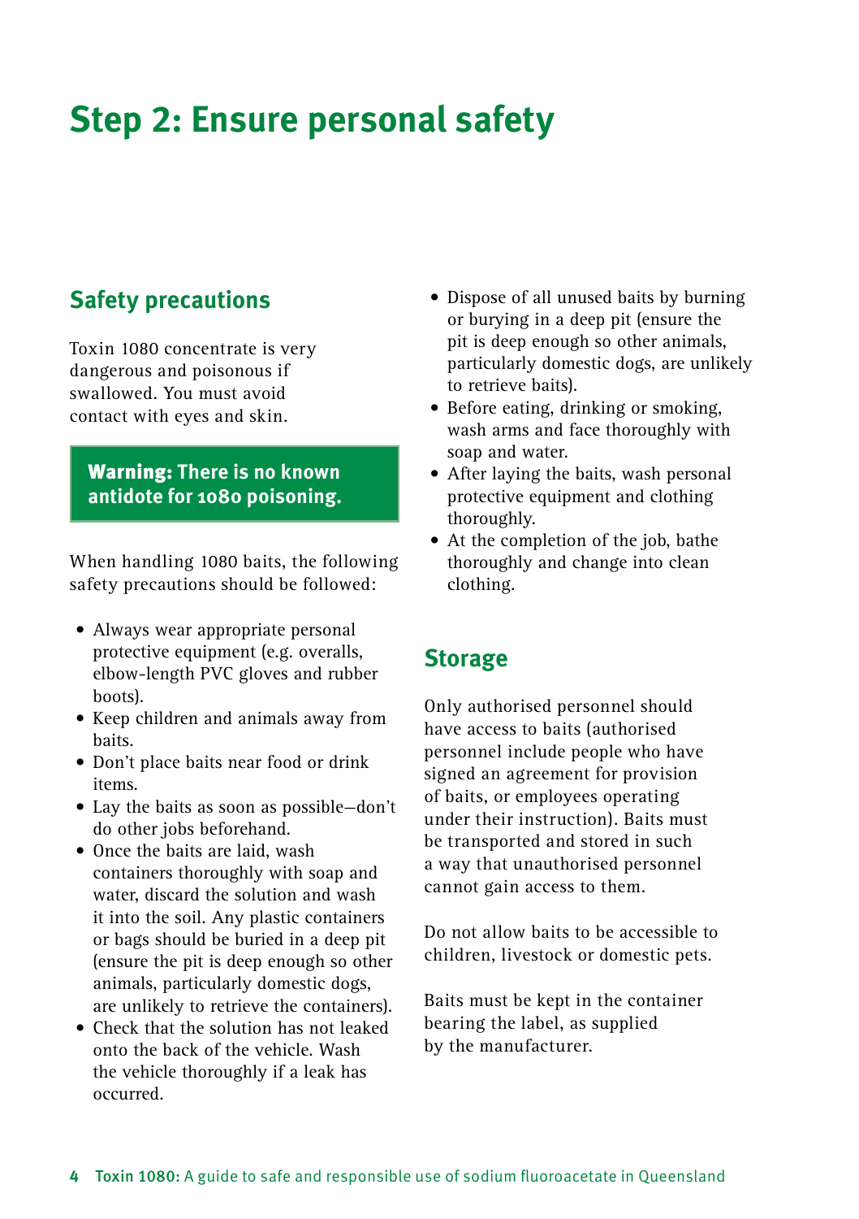# Step 2: Ensure personal safety

## Safety precautions

Toxin 1080 concentrate is very dangerous and poisonous if swallowed. You must avoid contact with eyes and skin.

> **Warning: There is no known antidote for 1080 poisoning.**

When handling 1080 baits, the following safety precautions should be followed:

- Always wear appropriate personal protective equipment (e.g. overalls, elbow-length PVC gloves and rubber boots).
- Keep children and animals away from baits.
- Don't place baits near food or drink items.
- Lay the baits as soon as possible—don't do other jobs beforehand.
- Once the baits are laid, wash containers thoroughly with soap and water, discard the solution and wash it into the soil. Any plastic containers or bags should be buried in a deep pit (ensure the pit is deep enough so other animals, particularly domestic dogs, are unlikely to retrieve the containers).
- Check that the solution has not leaked onto the back of the vehicle. Wash the vehicle thoroughly if a leak has occurred.
- Dispose of all unused baits by burning or burying in a deep pit (ensure the pit is deep enough so other animals, particularly domestic dogs, are unlikely to retrieve baits).
- Before eating, drinking or smoking, wash arms and face thoroughly with soap and water.
- After laying the baits, wash personal protective equipment and clothing thoroughly.
- At the completion of the job, bathe thoroughly and change into clean clothing.

## Storage

Only authorised personnel should have access to baits (authorised personnel include people who have signed an agreement for provision of baits, or employees operating under their instruction). Baits must be transported and stored in such a way that unauthorised personnel cannot gain access to them.

Do not allow baits to be accessible to children, livestock or domestic pets.

Baits must be kept in the container bearing the label, as supplied by the manufacturer.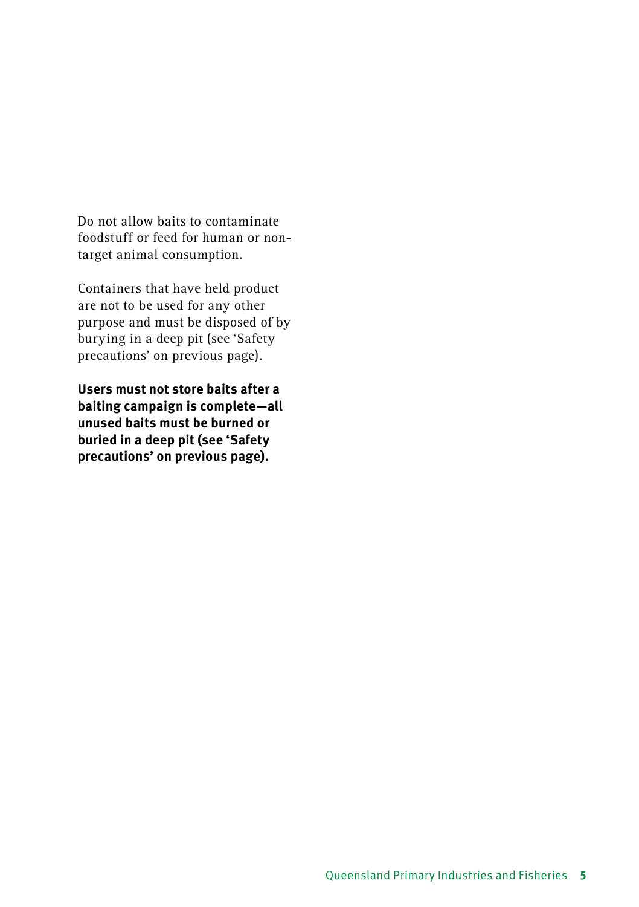Do not allow baits to contaminate foodstuff or feed for human or non-target animal consumption.

Containers that have held product are not to be used for any other purpose and must be disposed of by burying in a deep pit (see 'Safety precautions' on previous page).

**Users must not store baits after a baiting campaign is complete—all unused baits must be burned or buried in a deep pit (see 'Safety precautions' on previous page).**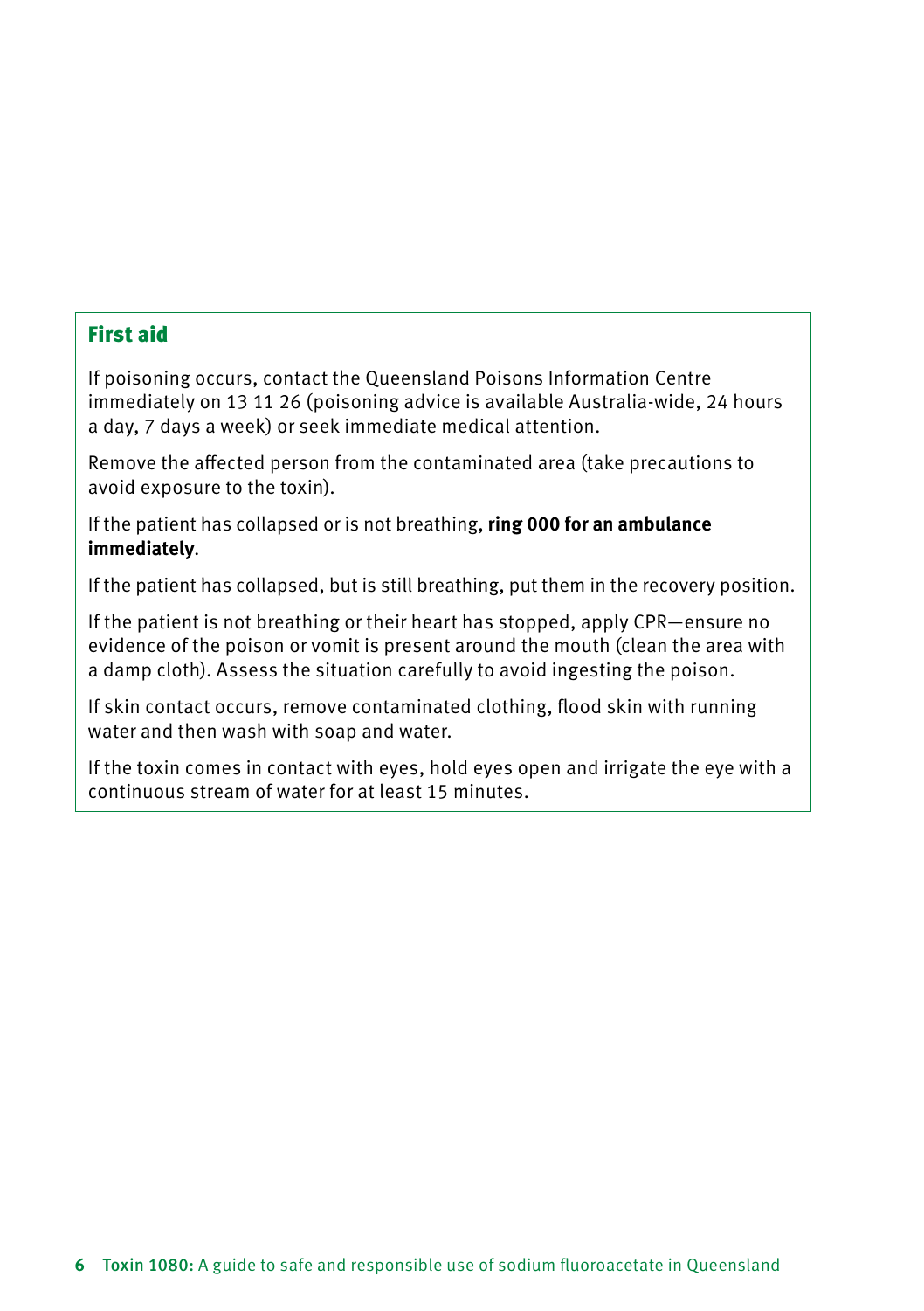## First aid

If poisoning occurs, contact the Queensland Poisons Information Centre immediately on 13 11 26 (poisoning advice is available Australia-wide, 24 hours a day, 7 days a week) or seek immediate medical attention.

Remove the affected person from the contaminated area (take precautions to avoid exposure to the toxin).

If the patient has collapsed or is not breathing, **ring 000 for an ambulance immediately**.

If the patient has collapsed, but is still breathing, put them in the recovery position.

If the patient is not breathing or their heart has stopped, apply CPR—ensure no evidence of the poison or vomit is present around the mouth (clean the area with a damp cloth). Assess the situation carefully to avoid ingesting the poison.

If skin contact occurs, remove contaminated clothing, flood skin with running water and then wash with soap and water.

If the toxin comes in contact with eyes, hold eyes open and irrigate the eye with a continuous stream of water for at least 15 minutes.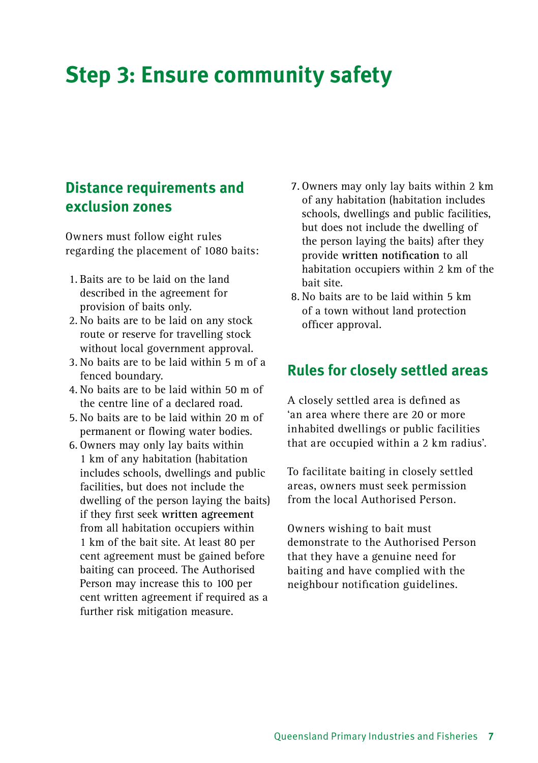# Step 3: Ensure community safety

## Distance requirements and exclusion zones

Owners must follow eight rules regarding the placement of 1080 baits:

1. Baits are to be laid on the land described in the agreement for provision of baits only.
2. No baits are to be laid on any stock route or reserve for travelling stock without local government approval.
3. No baits are to be laid within 5 m of a fenced boundary.
4. No baits are to be laid within 50 m of the centre line of a declared road.
5. No baits are to be laid within 20 m of permanent or flowing water bodies.
6. Owners may only lay baits within 1 km of any habitation (habitation includes schools, dwellings and public facilities, but does not include the dwelling of the person laying the baits) if they first seek **written agreement** from all habitation occupiers within 1 km of the bait site. At least 80 per cent agreement must be gained before baiting can proceed. The Authorised Person may increase this to 100 per cent written agreement if required as a further risk mitigation measure.
7. Owners may only lay baits within 2 km of any habitation (habitation includes schools, dwellings and public facilities, but does not include the dwelling of the person laying the baits) after they provide **written notification** to all habitation occupiers within 2 km of the bait site.
8. No baits are to be laid within 5 km of a town without land protection officer approval.

## Rules for closely settled areas

A closely settled area is defined as 'an area where there are 20 or more inhabited dwellings or public facilities that are occupied within a 2 km radius'.

To facilitate baiting in closely settled areas, owners must seek permission from the local Authorised Person.

Owners wishing to bait must demonstrate to the Authorised Person that they have a genuine need for baiting and have complied with the neighbour notification guidelines.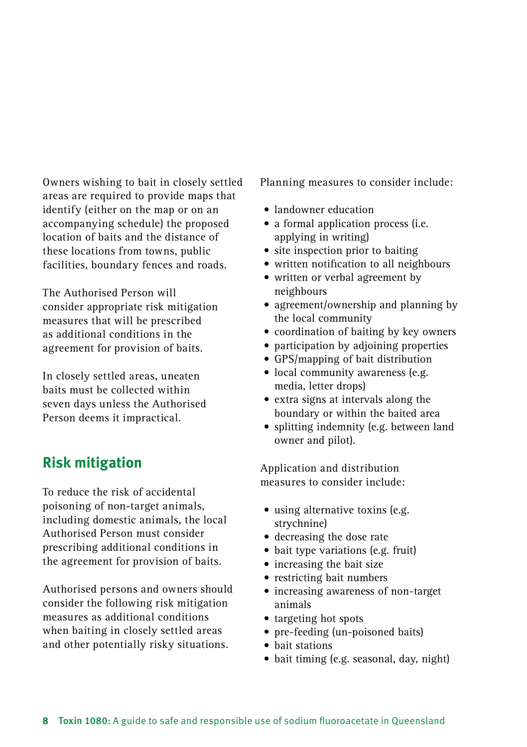Owners wishing to bait in closely settled areas are required to provide maps that identify (either on the map or on an accompanying schedule) the proposed location of baits and the distance of these locations from towns, public facilities, boundary fences and roads.

The Authorised Person will consider appropriate risk mitigation measures that will be prescribed as additional conditions in the agreement for provision of baits.

In closely settled areas, uneaten baits must be collected within seven days unless the Authorised Person deems it impractical.

## Risk mitigation

To reduce the risk of accidental poisoning of non-target animals, including domestic animals, the local Authorised Person must consider prescribing additional conditions in the agreement for provision of baits.

Authorised persons and owners should consider the following risk mitigation measures as additional conditions when baiting in closely settled areas and other potentially risky situations.

Planning measures to consider include:

- landowner education
- a formal application process (i.e. applying in writing)
- site inspection prior to baiting
- written notification to all neighbours
- written or verbal agreement by neighbours
- agreement/ownership and planning by the local community
- coordination of baiting by key owners
- participation by adjoining properties
- GPS/mapping of bait distribution
- local community awareness (e.g. media, letter drops)
- extra signs at intervals along the boundary or within the baited area
- splitting indemnity (e.g. between land owner and pilot).

Application and distribution measures to consider include:

- using alternative toxins (e.g. strychnine)
- decreasing the dose rate
- bait type variations (e.g. fruit)
- increasing the bait size
- restricting bait numbers
- increasing awareness of non-target animals
- targeting hot spots
- pre-feeding (un-poisoned baits)
- bait stations
- bait timing (e.g. seasonal, day, night)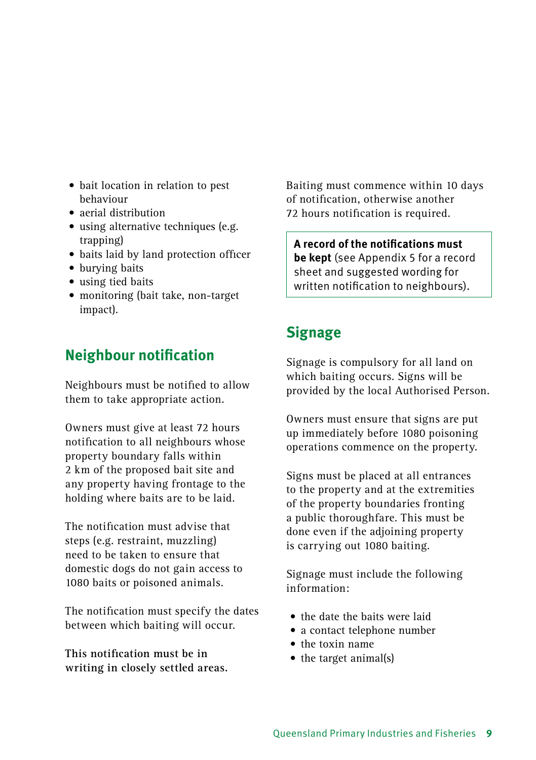- bait location in relation to pest behaviour
- aerial distribution
- using alternative techniques (e.g. trapping)
- baits laid by land protection officer
- burying baits
- using tied baits
- monitoring (bait take, non-target impact).

## Neighbour notification

Neighbours must be notified to allow them to take appropriate action.

Owners must give at least 72 hours notification to all neighbours whose property boundary falls within 2 km of the proposed bait site and any property having frontage to the holding where baits are to be laid.

The notification must advise that steps (e.g. restraint, muzzling) need to be taken to ensure that domestic dogs do not gain access to 1080 baits or poisoned animals.

The notification must specify the dates between which baiting will occur.

**This notification must be in writing in closely settled areas.**

Baiting must commence within 10 days of notification, otherwise another 72 hours notification is required.

**A record of the notifications must be kept** (see Appendix 5 for a record sheet and suggested wording for written notification to neighbours).

## Signage

Signage is compulsory for all land on which baiting occurs. Signs will be provided by the local Authorised Person.

Owners must ensure that signs are put up immediately before 1080 poisoning operations commence on the property.

Signs must be placed at all entrances to the property and at the extremities of the property boundaries fronting a public thoroughfare. This must be done even if the adjoining property is carrying out 1080 baiting.

Signage must include the following information:

- the date the baits were laid
- a contact telephone number
- the toxin name
- the target animal(s)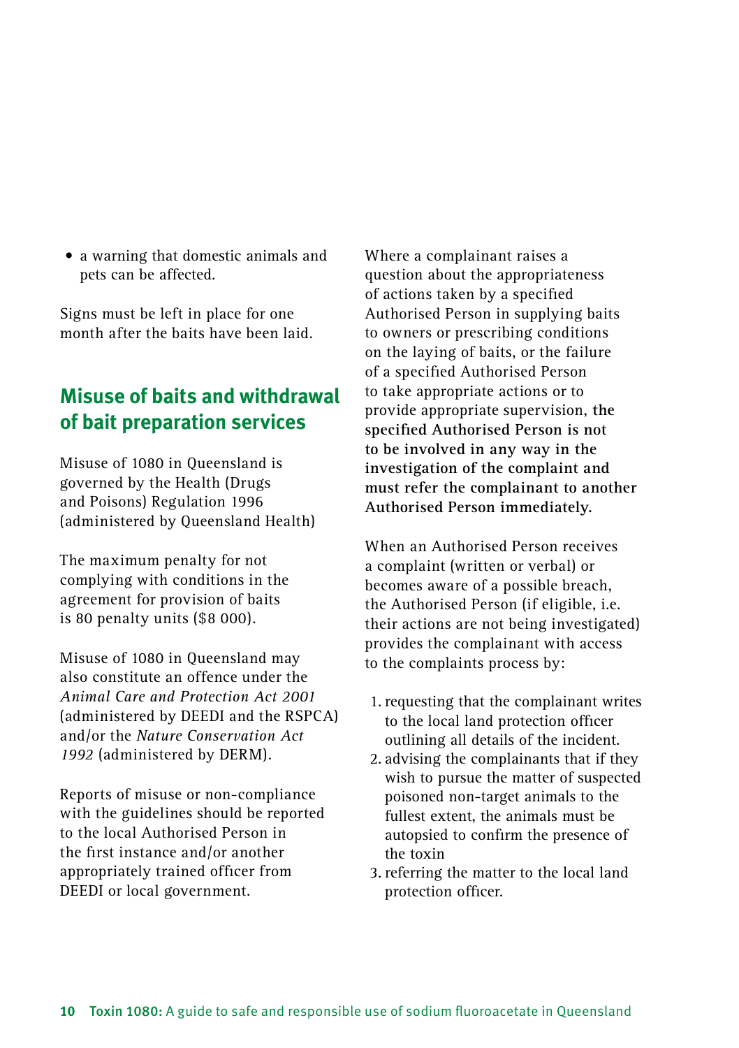- a warning that domestic animals and pets can be affected.

Signs must be left in place for one month after the baits have been laid.

## Misuse of baits and withdrawal of bait preparation services

Misuse of 1080 in Queensland is governed by the Health (Drugs and Poisons) Regulation 1996 (administered by Queensland Health)

The maximum penalty for not complying with conditions in the agreement for provision of baits is 80 penalty units ($8 000).

Misuse of 1080 in Queensland may also constitute an offence under the *Animal Care and Protection Act 2001* (administered by DEEDI and the RSPCA) and/or the *Nature Conservation Act 1992* (administered by DERM).

Reports of misuse or non-compliance with the guidelines should be reported to the local Authorised Person in the first instance and/or another appropriately trained officer from DEEDI or local government.

Where a complainant raises a question about the appropriateness of actions taken by a specified Authorised Person in supplying baits to owners or prescribing conditions on the laying of baits, or the failure of a specified Authorised Person to take appropriate actions or to provide appropriate supervision, **the specified Authorised Person is not to be involved in any way in the investigation of the complaint and must refer the complainant to another Authorised Person immediately.**

When an Authorised Person receives a complaint (written or verbal) or becomes aware of a possible breach, the Authorised Person (if eligible, i.e. their actions are not being investigated) provides the complainant with access to the complaints process by:

1. requesting that the complainant writes to the local land protection officer outlining all details of the incident.
2. advising the complainants that if they wish to pursue the matter of suspected poisoned non-target animals to the fullest extent, the animals must be autopsied to confirm the presence of the toxin
3. referring the matter to the local land protection officer.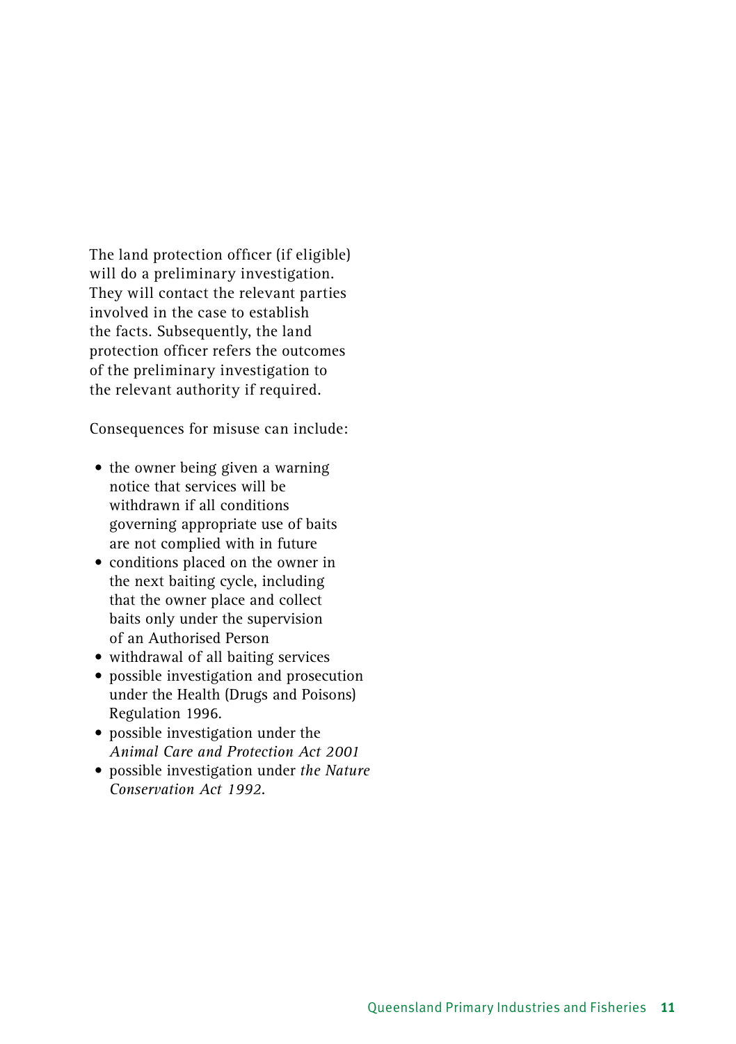The land protection officer (if eligible) will do a preliminary investigation. They will contact the relevant parties involved in the case to establish the facts. Subsequently, the land protection officer refers the outcomes of the preliminary investigation to the relevant authority if required.

Consequences for misuse can include:

- the owner being given a warning notice that services will be withdrawn if all conditions governing appropriate use of baits are not complied with in future
- conditions placed on the owner in the next baiting cycle, including that the owner place and collect baits only under the supervision of an Authorised Person
- withdrawal of all baiting services
- possible investigation and prosecution under the Health (Drugs and Poisons) Regulation 1996.
- possible investigation under the *Animal Care and Protection Act 2001*
- possible investigation under *the Nature Conservation Act 1992.*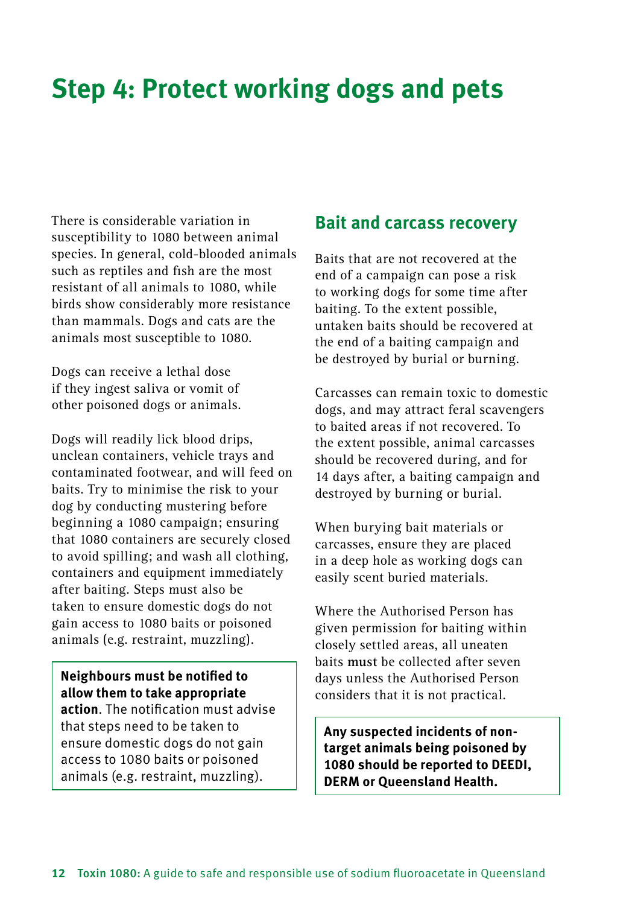# Step 4: Protect working dogs and pets

There is considerable variation in susceptibility to 1080 between animal species. In general, cold-blooded animals such as reptiles and fish are the most resistant of all animals to 1080, while birds show considerably more resistance than mammals. Dogs and cats are the animals most susceptible to 1080.

Dogs can receive a lethal dose if they ingest saliva or vomit of other poisoned dogs or animals.

Dogs will readily lick blood drips, unclean containers, vehicle trays and contaminated footwear, and will feed on baits. Try to minimise the risk to your dog by conducting mustering before beginning a 1080 campaign; ensuring that 1080 containers are securely closed to avoid spilling; and wash all clothing, containers and equipment immediately after baiting. Steps must also be taken to ensure domestic dogs do not gain access to 1080 baits or poisoned animals (e.g. restraint, muzzling).

**Neighbours must be notified to allow them to take appropriate action**. The notification must advise that steps need to be taken to ensure domestic dogs do not gain access to 1080 baits or poisoned animals (e.g. restraint, muzzling).

## Bait and carcass recovery

Baits that are not recovered at the end of a campaign can pose a risk to working dogs for some time after baiting. To the extent possible, untaken baits should be recovered at the end of a baiting campaign and be destroyed by burial or burning.

Carcasses can remain toxic to domestic dogs, and may attract feral scavengers to baited areas if not recovered. To the extent possible, animal carcasses should be recovered during, and for 14 days after, a baiting campaign and destroyed by burning or burial.

When burying bait materials or carcasses, ensure they are placed in a deep hole as working dogs can easily scent buried materials.

Where the Authorised Person has given permission for baiting within closely settled areas, all uneaten baits **must** be collected after seven days unless the Authorised Person considers that it is not practical.

**Any suspected incidents of non-target animals being poisoned by 1080 should be reported to DEEDI, DERM or Queensland Health.**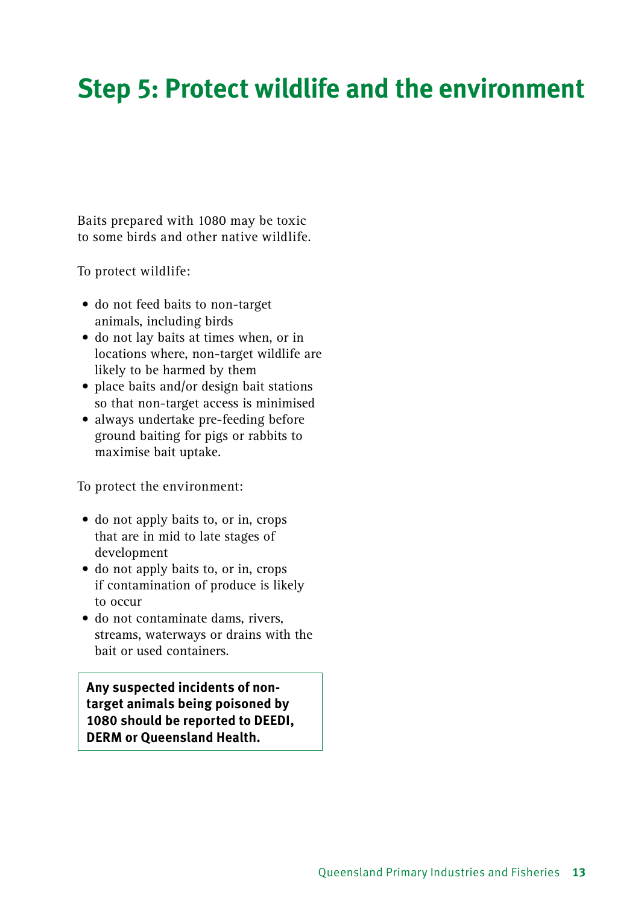# Step 5: Protect wildlife and the environment

Baits prepared with 1080 may be toxic to some birds and other native wildlife.

To protect wildlife:

- do not feed baits to non-target animals, including birds
- do not lay baits at times when, or in locations where, non-target wildlife are likely to be harmed by them
- place baits and/or design bait stations so that non-target access is minimised
- always undertake pre-feeding before ground baiting for pigs or rabbits to maximise bait uptake.

To protect the environment:

- do not apply baits to, or in, crops that are in mid to late stages of development
- do not apply baits to, or in, crops if contamination of produce is likely to occur
- do not contaminate dams, rivers, streams, waterways or drains with the bait or used containers.

**Any suspected incidents of non-target animals being poisoned by 1080 should be reported to DEEDI, DERM or Queensland Health.**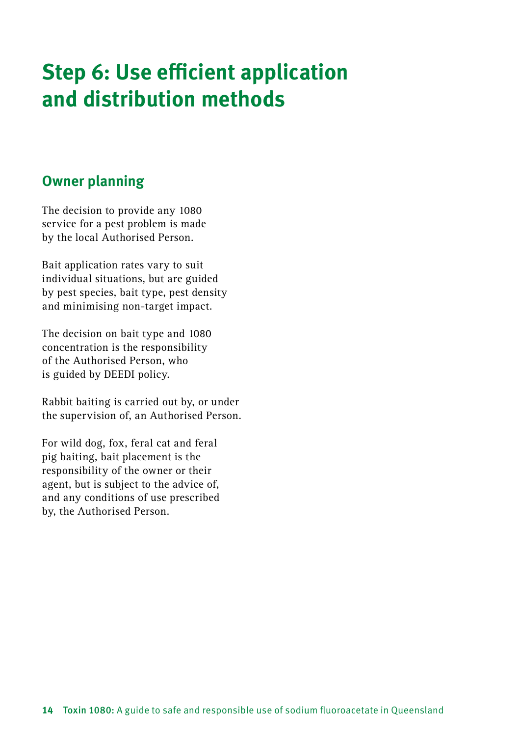# Step 6: Use efficient application and distribution methods

## Owner planning

The decision to provide any 1080 service for a pest problem is made by the local Authorised Person.

Bait application rates vary to suit individual situations, but are guided by pest species, bait type, pest density and minimising non-target impact.

The decision on bait type and 1080 concentration is the responsibility of the Authorised Person, who is guided by DEEDI policy.

Rabbit baiting is carried out by, or under the supervision of, an Authorised Person.

For wild dog, fox, feral cat and feral pig baiting, bait placement is the responsibility of the owner or their agent, but is subject to the advice of, and any conditions of use prescribed by, the Authorised Person.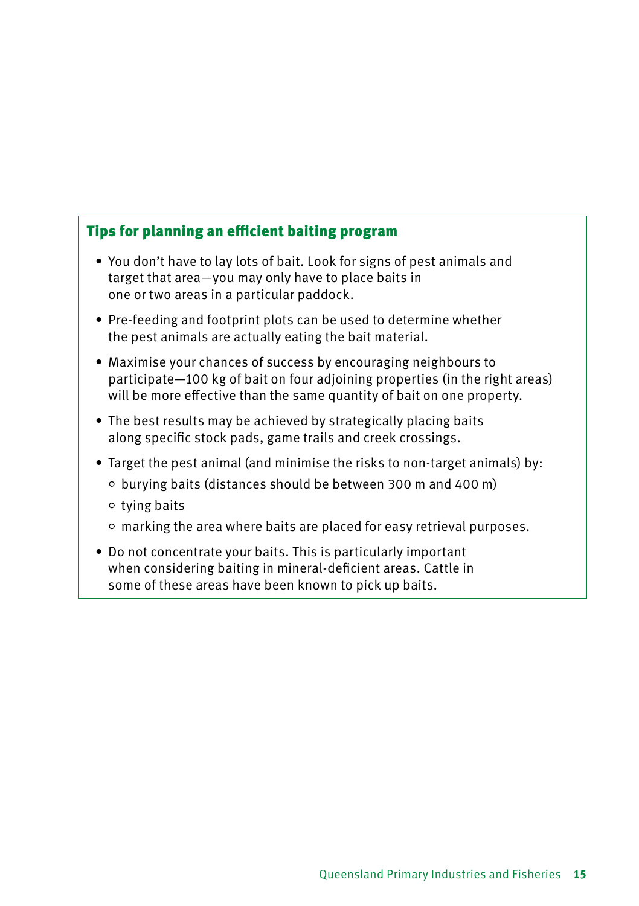### Tips for planning an efficient baiting program

- You don't have to lay lots of bait. Look for signs of pest animals and target that area—you may only have to place baits in one or two areas in a particular paddock.
- Pre-feeding and footprint plots can be used to determine whether the pest animals are actually eating the bait material.
- Maximise your chances of success by encouraging neighbours to participate—100 kg of bait on four adjoining properties (in the right areas) will be more effective than the same quantity of bait on one property.
- The best results may be achieved by strategically placing baits along specific stock pads, game trails and creek crossings.
- Target the pest animal (and minimise the risks to non-target animals) by:
  - burying baits (distances should be between 300 m and 400 m)
  - tying baits
  - marking the area where baits are placed for easy retrieval purposes.
- Do not concentrate your baits. This is particularly important when considering baiting in mineral-deficient areas. Cattle in some of these areas have been known to pick up baits.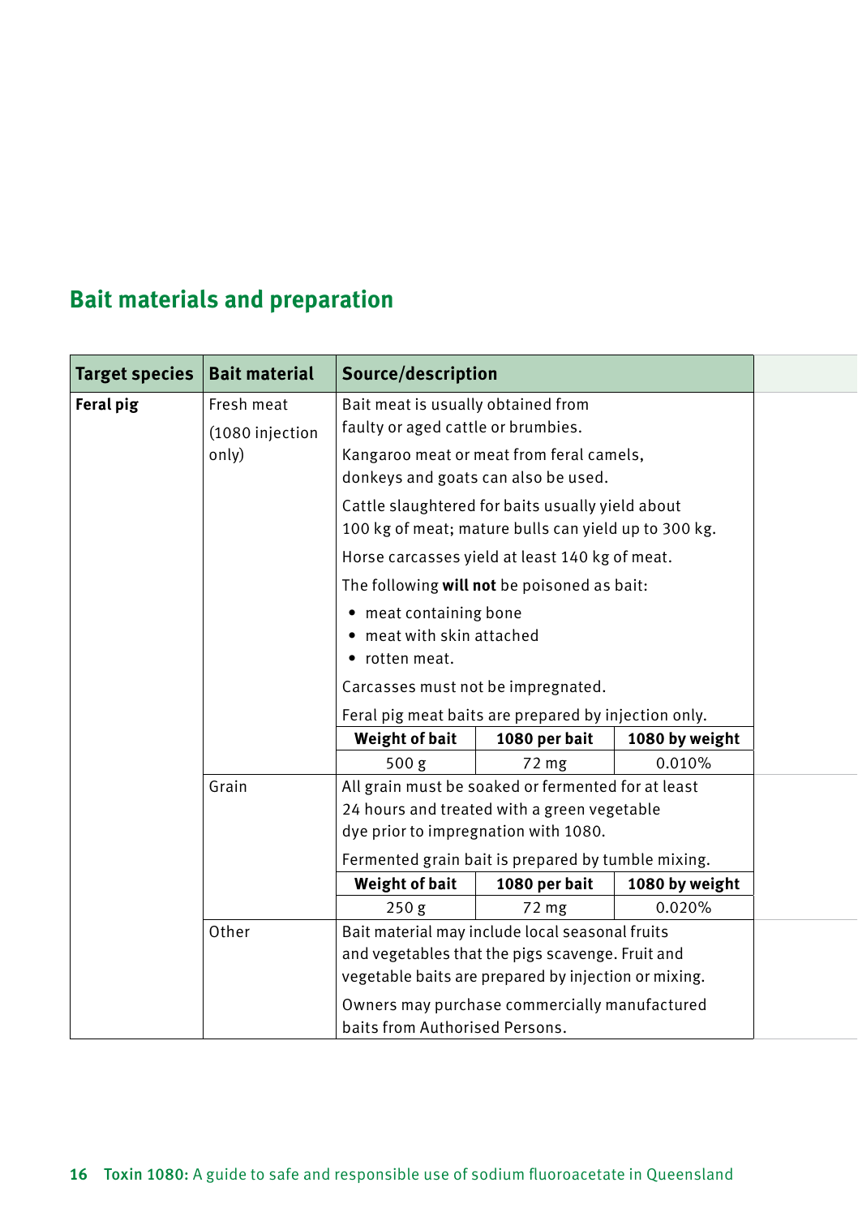## Bait materials and preparation

| Target species | Bait material | Source/description | | |
|---|---|---|---|---|
| **Feral pig** | Fresh meat (1080 injection only) | Bait meat is usually obtained from faulty or aged cattle or brumbies. Kangaroo meat or meat from feral camels, donkeys and goats can also be used. Cattle slaughtered for baits usually yield about 100 kg of meat; mature bulls can yield up to 300 kg. Horse carcasses yield at least 140 kg of meat. The following **will not** be poisoned as bait: • meat containing bone • meat with skin attached • rotten meat. Carcasses must not be impregnated. Feral pig meat baits are prepared by injection only. | | |
| | | **Weight of bait** | **1080 per bait** | **1080 by weight** |
| | | 500 g | 72 mg | 0.010% |
| | Grain | All grain must be soaked or fermented for at least 24 hours and treated with a green vegetable dye prior to impregnation with 1080. Fermented grain bait is prepared by tumble mixing. | | |
| | | **Weight of bait** | **1080 per bait** | **1080 by weight** |
| | | 250 g | 72 mg | 0.020% |
| | Other | Bait material may include local seasonal fruits and vegetables that the pigs scavenge. Fruit and vegetable baits are prepared by injection or mixing. Owners may purchase commercially manufactured baits from Authorised Persons. | | |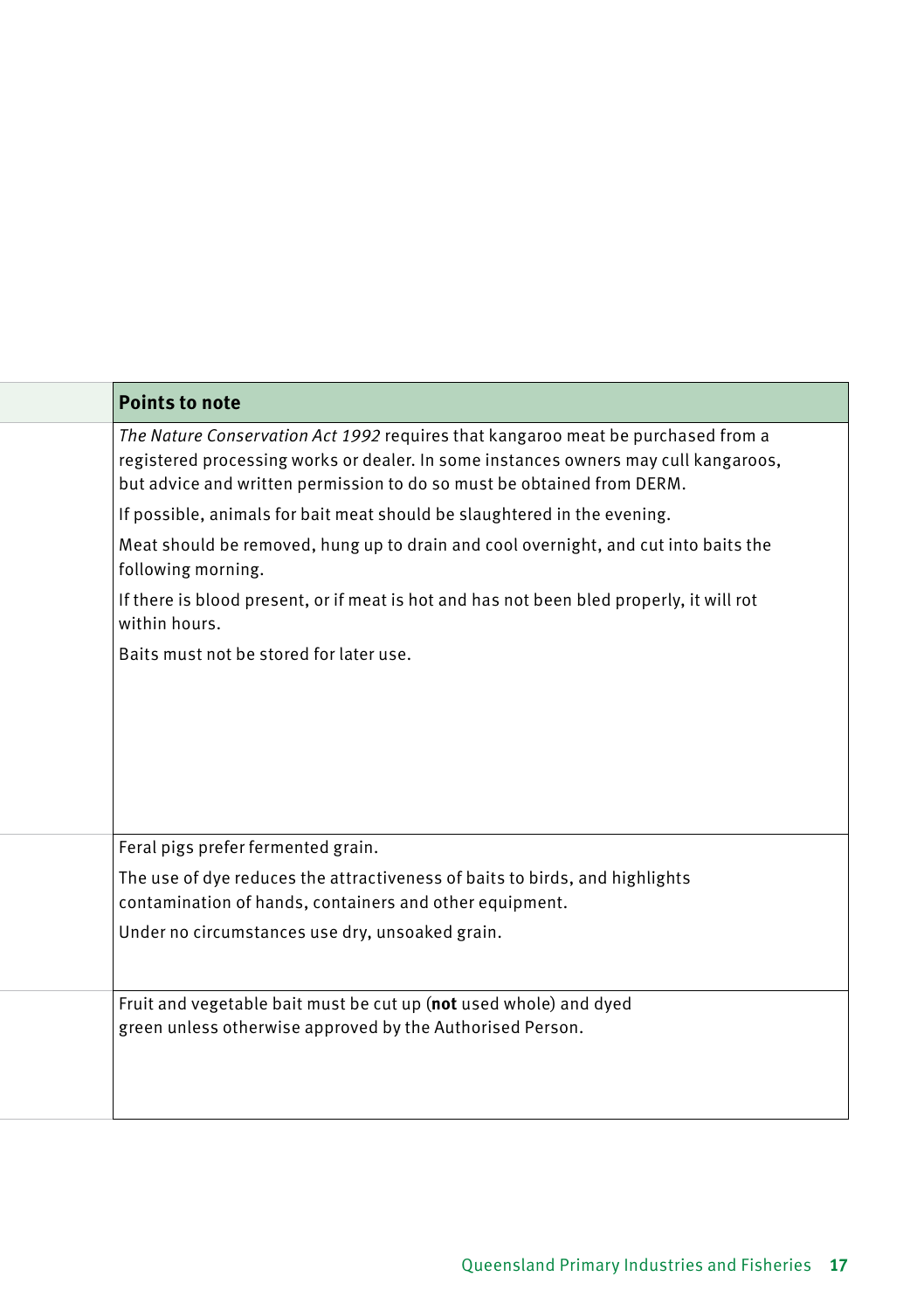| | Points to note |
|---|---|
| | *The Nature Conservation Act 1992* requires that kangaroo meat be purchased from a registered processing works or dealer. In some instances owners may cull kangaroos, but advice and written permission to do so must be obtained from DERM.<br><br>If possible, animals for bait meat should be slaughtered in the evening.<br><br>Meat should be removed, hung up to drain and cool overnight, and cut into baits the following morning.<br><br>If there is blood present, or if meat is hot and has not been bled properly, it will rot within hours.<br><br>Baits must not be stored for later use. |
| | Feral pigs prefer fermented grain.<br><br>The use of dye reduces the attractiveness of baits to birds, and highlights contamination of hands, containers and other equipment.<br><br>Under no circumstances use dry, unsoaked grain. |
| | Fruit and vegetable bait must be cut up (**not** used whole) and dyed green unless otherwise approved by the Authorised Person. |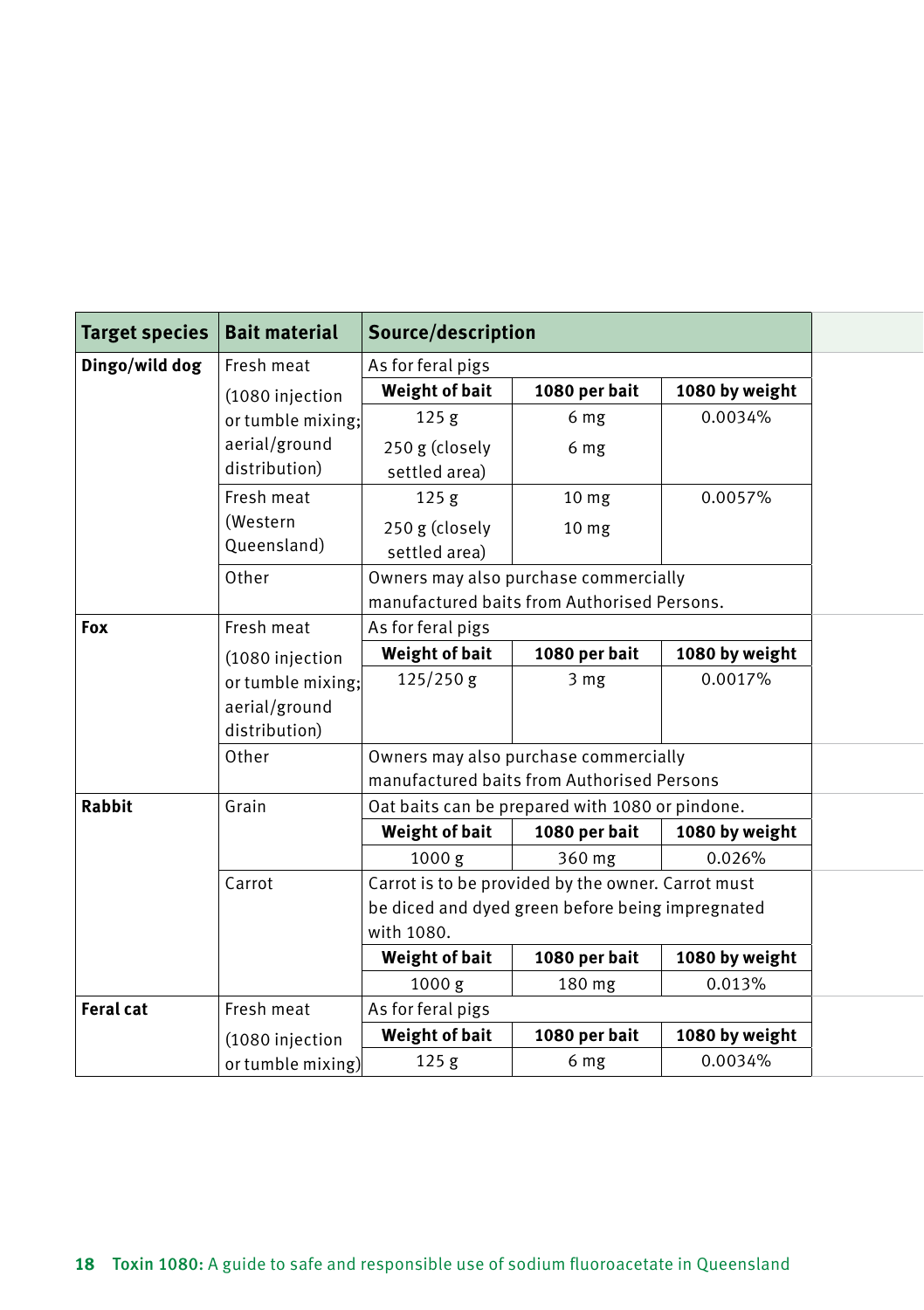| Target species | Bait material | Source/description | | |
|---|---|---|---|---|
| **Dingo/wild dog** | Fresh meat (1080 injection or tumble mixing; aerial/ground distribution) | As for feral pigs | | |
| | | **Weight of bait** | **1080 per bait** | **1080 by weight** |
| | | 125 g | 6 mg | 0.0034% |
| | | 250 g (closely settled area) | 6 mg | |
| | Fresh meat (Western Queensland) | 125 g | 10 mg | 0.0057% |
| | | 250 g (closely settled area) | 10 mg | |
| | Other | Owners may also purchase commercially manufactured baits from Authorised Persons. | | |
| **Fox** | Fresh meat (1080 injection or tumble mixing; aerial/ground distribution) | As for feral pigs | | |
| | | **Weight of bait** | **1080 per bait** | **1080 by weight** |
| | | 125/250 g | 3 mg | 0.0017% |
| | Other | Owners may also purchase commercially manufactured baits from Authorised Persons | | |
| **Rabbit** | Grain | Oat baits can be prepared with 1080 or pindone. | | |
| | | **Weight of bait** | **1080 per bait** | **1080 by weight** |
| | | 1000 g | 360 mg | 0.026% |
| | Carrot | Carrot is to be provided by the owner. Carrot must be diced and dyed green before being impregnated with 1080. | | |
| | | **Weight of bait** | **1080 per bait** | **1080 by weight** |
| | | 1000 g | 180 mg | 0.013% |
| **Feral cat** | Fresh meat (1080 injection or tumble mixing) | As for feral pigs | | |
| | | **Weight of bait** | **1080 per bait** | **1080 by weight** |
| | | 125 g | 6 mg | 0.0034% |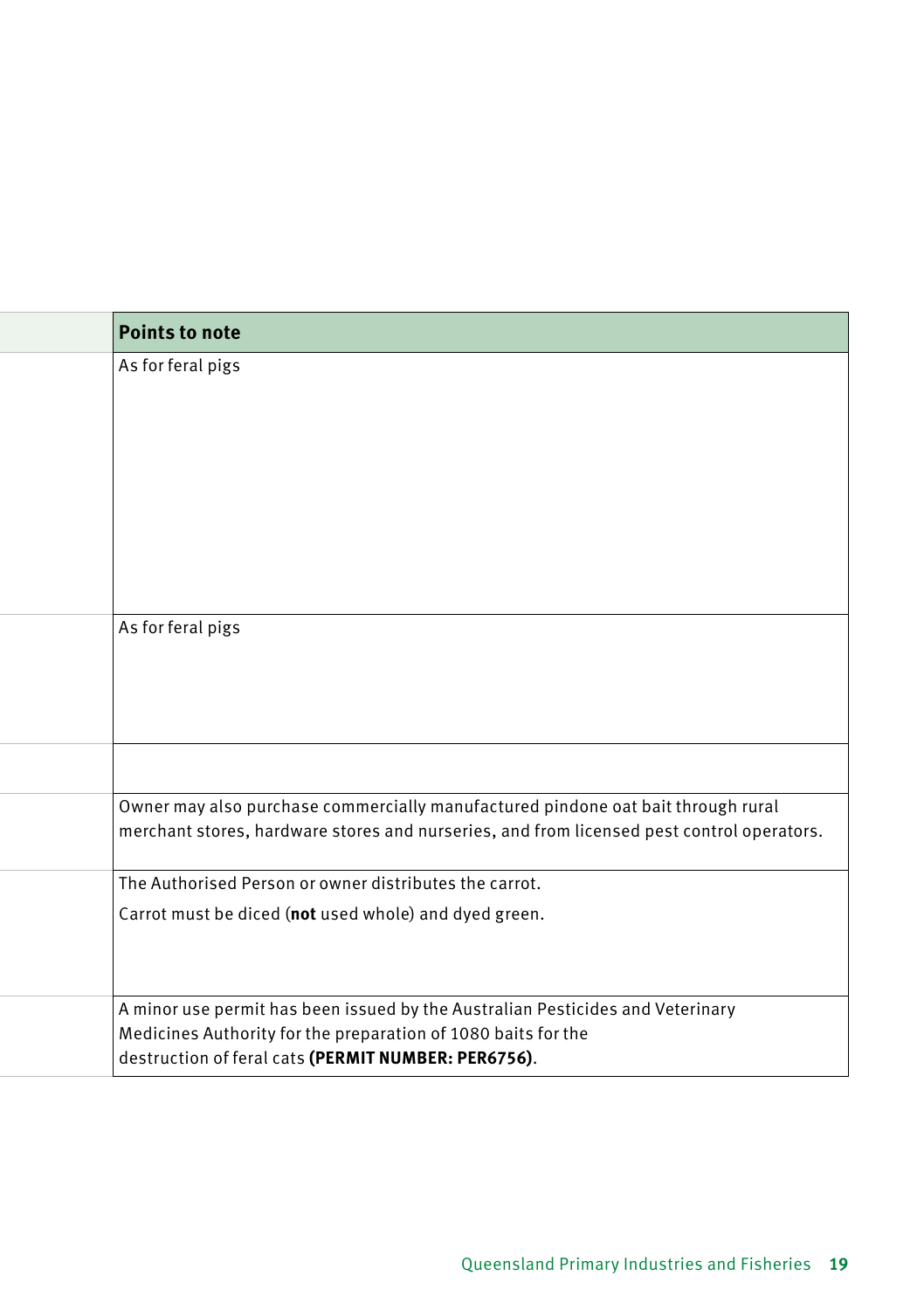| Points to note |
|---|
| As for feral pigs |
| As for feral pigs |
| |
| Owner may also purchase commercially manufactured pindone oat bait through rural merchant stores, hardware stores and nurseries, and from licensed pest control operators. |
| The Authorised Person or owner distributes the carrot.<br>Carrot must be diced (**not** used whole) and dyed green. |
| A minor use permit has been issued by the Australian Pesticides and Veterinary Medicines Authority for the preparation of 1080 baits for the destruction of feral cats **(PERMIT NUMBER: PER6756)**. |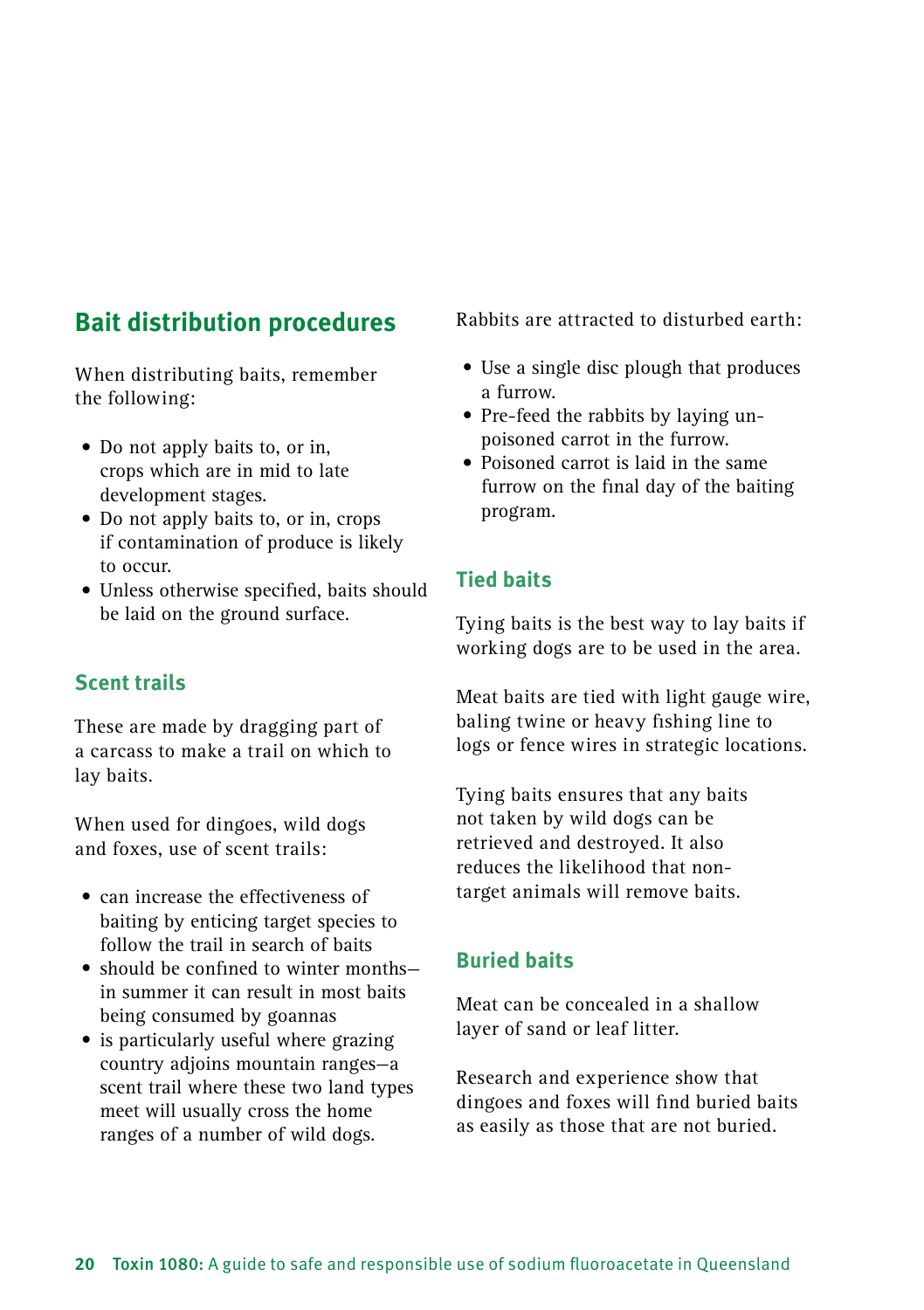## Bait distribution procedures

When distributing baits, remember the following:

- Do not apply baits to, or in, crops which are in mid to late development stages.
- Do not apply baits to, or in, crops if contamination of produce is likely to occur.
- Unless otherwise specified, baits should be laid on the ground surface.

### Scent trails

These are made by dragging part of a carcass to make a trail on which to lay baits.

When used for dingoes, wild dogs and foxes, use of scent trails:

- can increase the effectiveness of baiting by enticing target species to follow the trail in search of baits
- should be confined to winter months—in summer it can result in most baits being consumed by goannas
- is particularly useful where grazing country adjoins mountain ranges—a scent trail where these two land types meet will usually cross the home ranges of a number of wild dogs.

Rabbits are attracted to disturbed earth:

- Use a single disc plough that produces a furrow.
- Pre-feed the rabbits by laying un-poisoned carrot in the furrow.
- Poisoned carrot is laid in the same furrow on the final day of the baiting program.

### Tied baits

Tying baits is the best way to lay baits if working dogs are to be used in the area.

Meat baits are tied with light gauge wire, baling twine or heavy fishing line to logs or fence wires in strategic locations.

Tying baits ensures that any baits not taken by wild dogs can be retrieved and destroyed. It also reduces the likelihood that non-target animals will remove baits.

### Buried baits

Meat can be concealed in a shallow layer of sand or leaf litter.

Research and experience show that dingoes and foxes will find buried baits as easily as those that are not buried.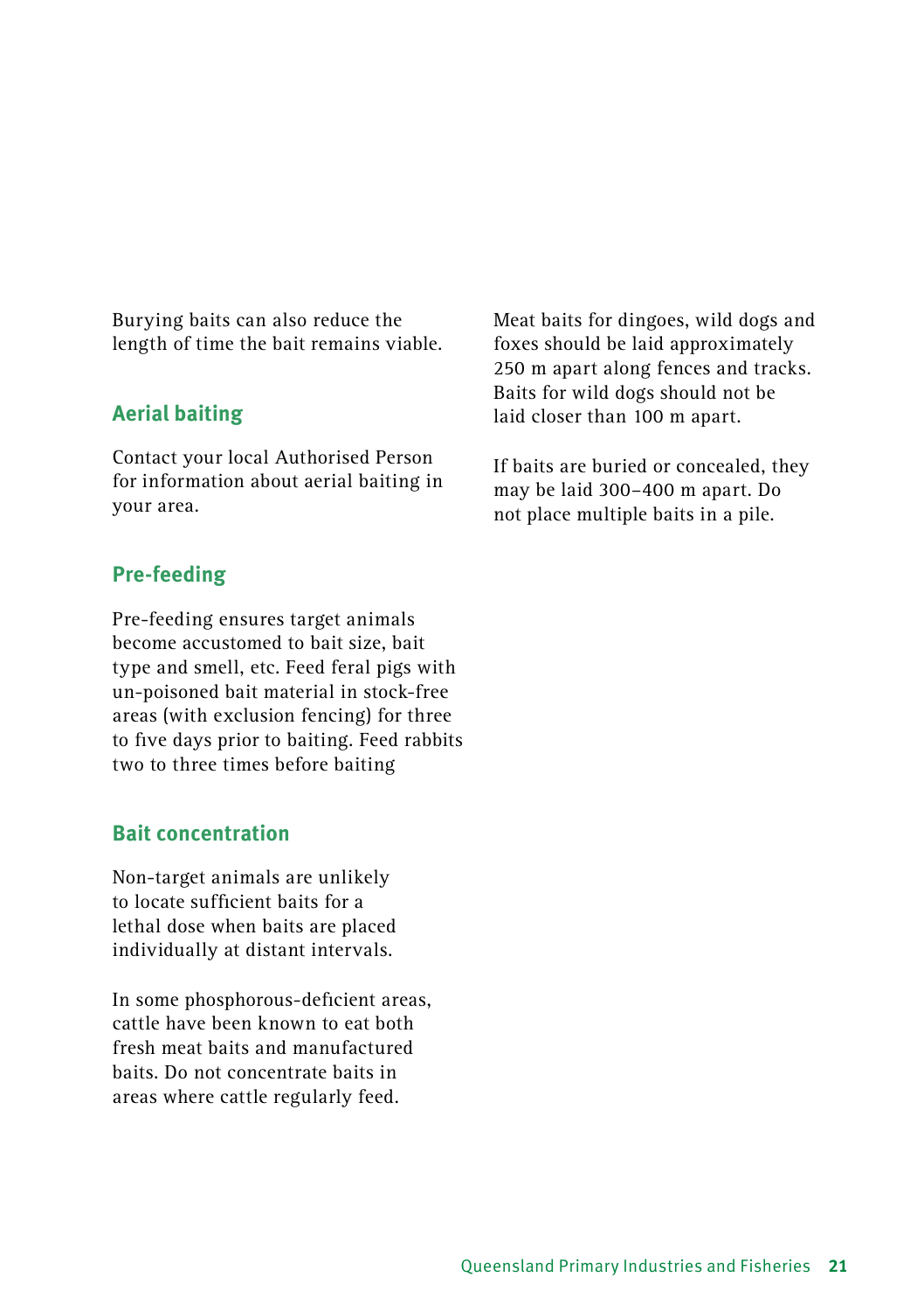Burying baits can also reduce the length of time the bait remains viable.

## Aerial baiting

Contact your local Authorised Person for information about aerial baiting in your area.

## Pre-feeding

Pre-feeding ensures target animals become accustomed to bait size, bait type and smell, etc. Feed feral pigs with un-poisoned bait material in stock-free areas (with exclusion fencing) for three to five days prior to baiting. Feed rabbits two to three times before baiting

## Bait concentration

Non-target animals are unlikely to locate sufficient baits for a lethal dose when baits are placed individually at distant intervals.

In some phosphorous-deficient areas, cattle have been known to eat both fresh meat baits and manufactured baits. Do not concentrate baits in areas where cattle regularly feed.

Meat baits for dingoes, wild dogs and foxes should be laid approximately 250 m apart along fences and tracks. Baits for wild dogs should not be laid closer than 100 m apart.

If baits are buried or concealed, they may be laid 300–400 m apart. Do not place multiple baits in a pile.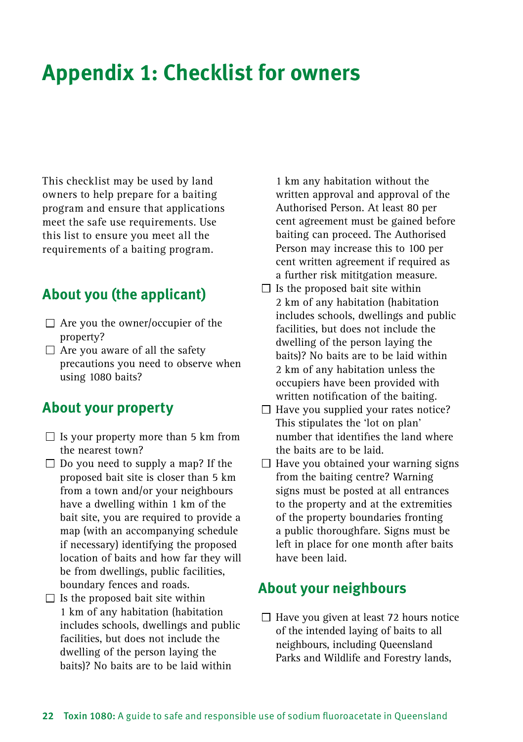# Appendix 1: Checklist for owners

This checklist may be used by land owners to help prepare for a baiting program and ensure that applications meet the safe use requirements. Use this list to ensure you meet all the requirements of a baiting program.

## About you (the applicant)

- ☐ Are you the owner/occupier of the property?
- ☐ Are you aware of all the safety precautions you need to observe when using 1080 baits?

## About your property

- ☐ Is your property more than 5 km from the nearest town?
- ☐ Do you need to supply a map? If the proposed bait site is closer than 5 km from a town and/or your neighbours have a dwelling within 1 km of the bait site, you are required to provide a map (with an accompanying schedule if necessary) identifying the proposed location of baits and how far they will be from dwellings, public facilities, boundary fences and roads.
- ☐ Is the proposed bait site within 1 km of any habitation (habitation includes schools, dwellings and public facilities, but does not include the dwelling of the person laying the baits)? No baits are to be laid within 1 km any habitation without the written approval and approval of the Authorised Person. At least 80 per cent agreement must be gained before baiting can proceed. The Authorised Person may increase this to 100 per cent written agreement if required as a further risk mititgation measure.
- ☐ Is the proposed bait site within 2 km of any habitation (habitation includes schools, dwellings and public facilities, but does not include the dwelling of the person laying the baits)? No baits are to be laid within 2 km of any habitation unless the occupiers have been provided with written notification of the baiting.
- ☐ Have you supplied your rates notice? This stipulates the 'lot on plan' number that identifies the land where the baits are to be laid.
- ☐ Have you obtained your warning signs from the baiting centre? Warning signs must be posted at all entrances to the property and at the extremities of the property boundaries fronting a public thoroughfare. Signs must be left in place for one month after baits have been laid.

## About your neighbours

- ☐ Have you given at least 72 hours notice of the intended laying of baits to all neighbours, including Queensland Parks and Wildlife and Forestry lands,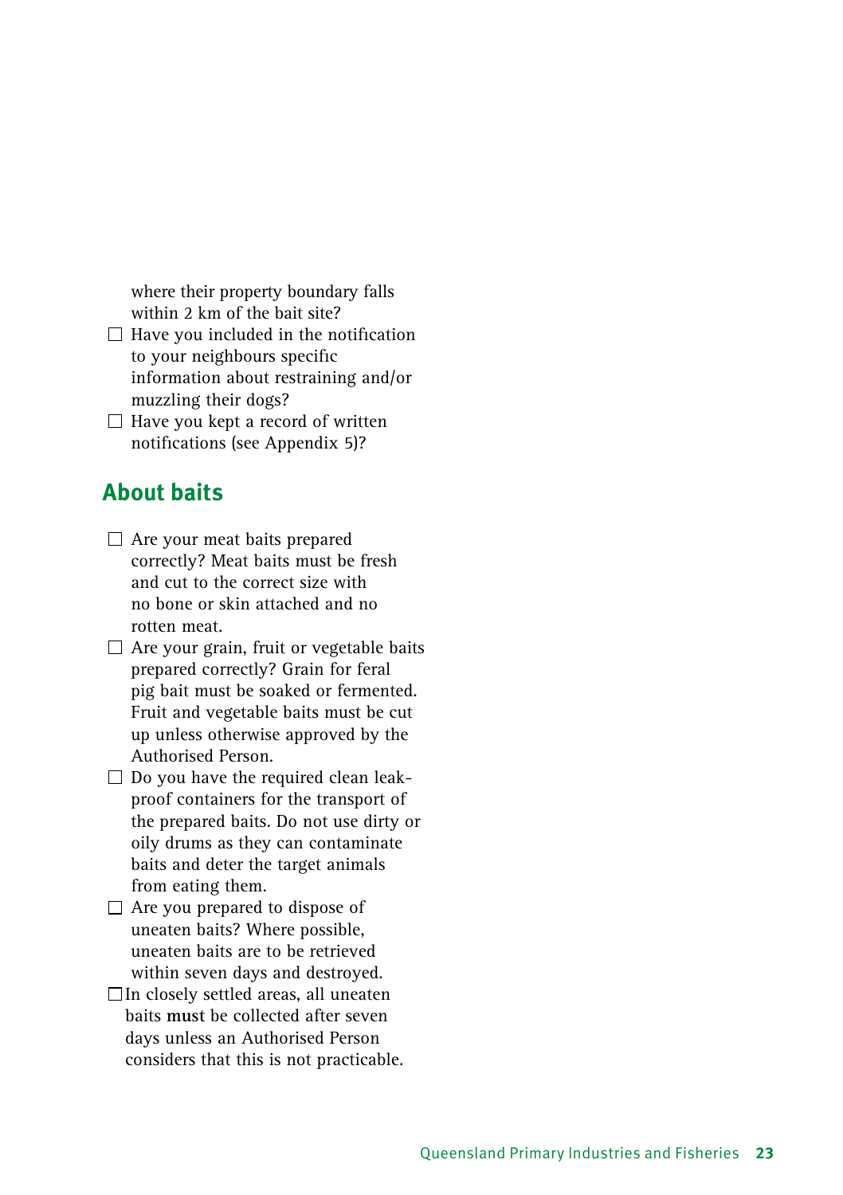where their property boundary falls within 2 km of the bait site?

- ☐ Have you included in the notification to your neighbours specific information about restraining and/or muzzling their dogs?
- ☐ Have you kept a record of written notifications (see Appendix 5)?

## About baits

- ☐ Are your meat baits prepared correctly? Meat baits must be fresh and cut to the correct size with no bone or skin attached and no rotten meat.
- ☐ Are your grain, fruit or vegetable baits prepared correctly? Grain for feral pig bait must be soaked or fermented. Fruit and vegetable baits must be cut up unless otherwise approved by the Authorised Person.
- ☐ Do you have the required clean leak-proof containers for the transport of the prepared baits. Do not use dirty or oily drums as they can contaminate baits and deter the target animals from eating them.
- ☐ Are you prepared to dispose of uneaten baits? Where possible, uneaten baits are to be retrieved within seven days and destroyed.
- ☐ In closely settled areas, all uneaten baits **must** be collected after seven days unless an Authorised Person considers that this is not practicable.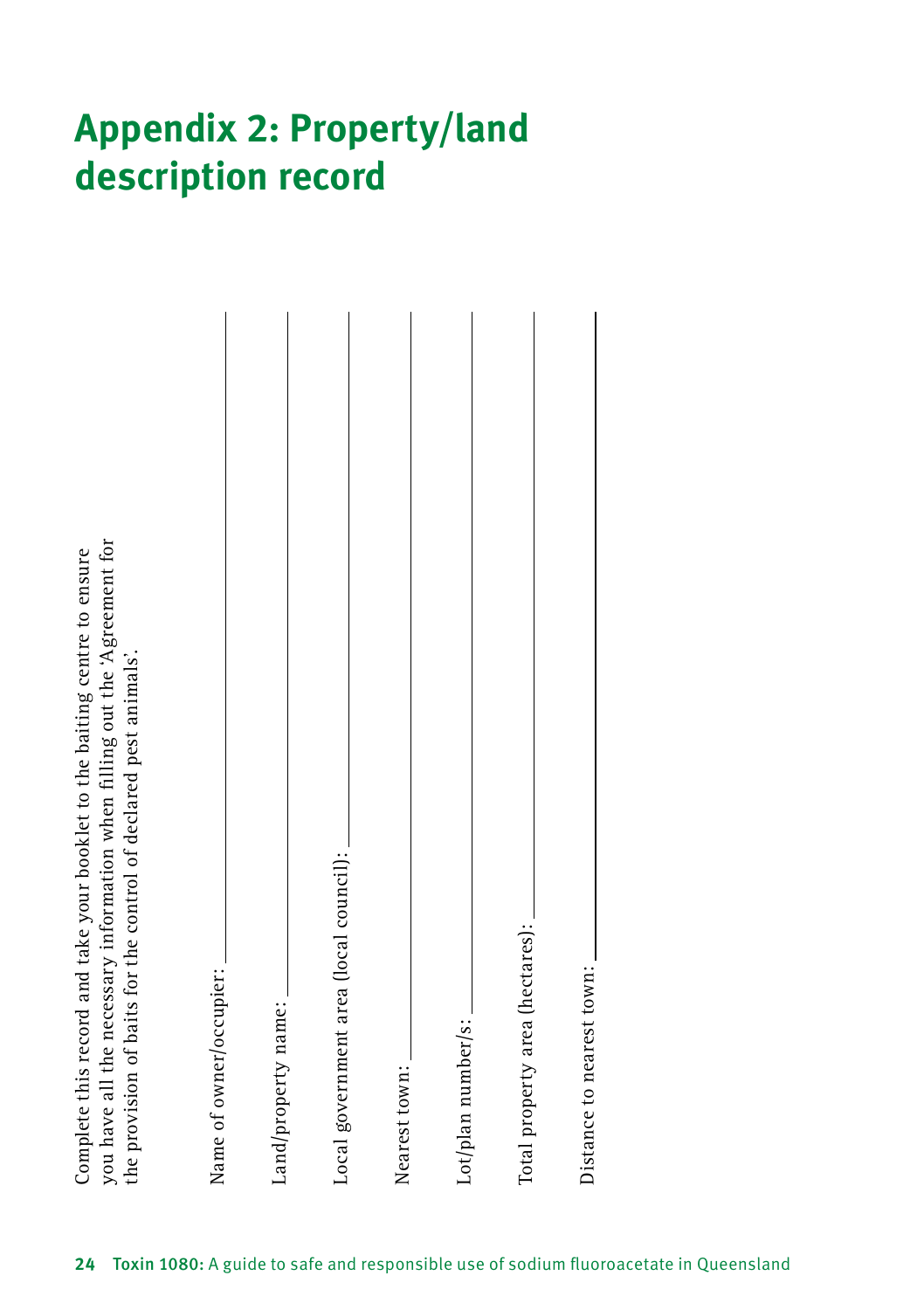# Appendix 2: Property/land description record

Complete this record and take your booklet to the baiting centre to ensure you have all the necessary information when filling out the 'Agreement for the provision of baits for the control of declared pest animals'.

Name of owner/occupier: ______________________________

Land/property name: ______________________________

Local government area (local council): ______________________________

Nearest town: ______________________________

Lot/plan number/s: ______________________________

Total property area (hectares): ______________________________

Distance to nearest town: ______________________________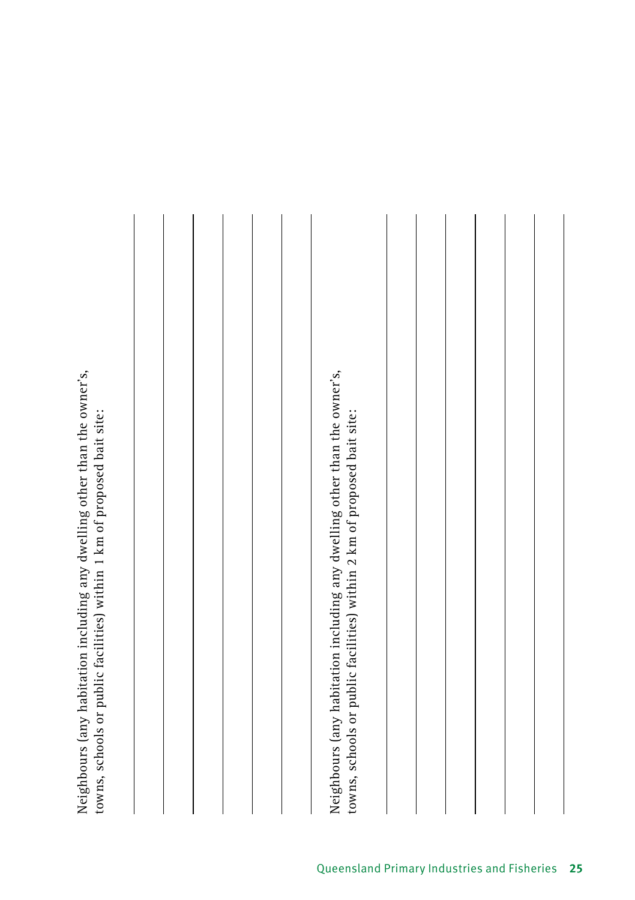Neighbours (any habitation including any dwelling other than the owner's, towns, schools or public facilities) within 1 km of proposed bait site:

|
|---|
| |
| |
| |
| |
| |
| |

Neighbours (any habitation including any dwelling other than the owner's, towns, schools or public facilities) within 2 km of proposed bait site:

|
|---|
| |
| |
| |
| |
| |
| |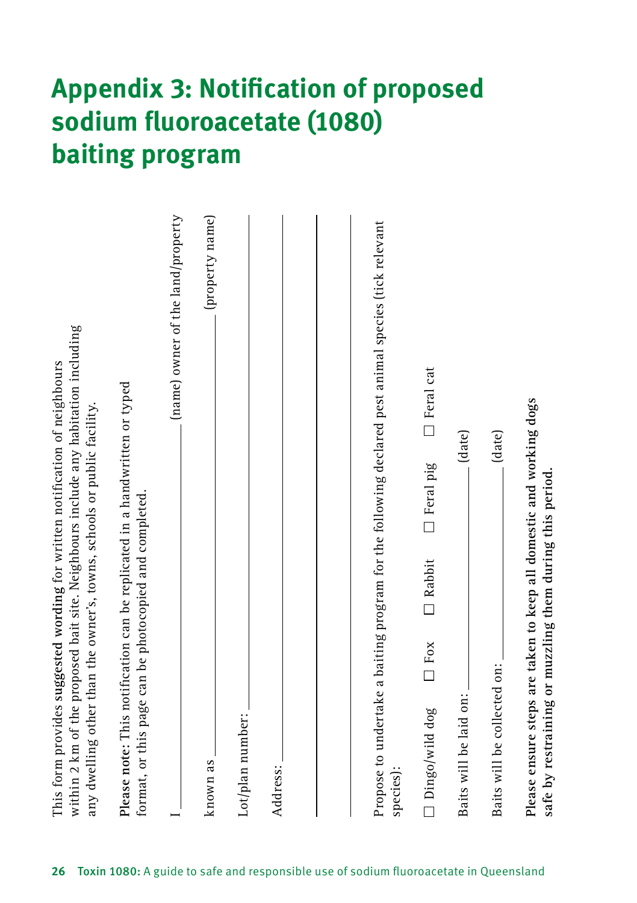# Appendix 3: Notification of proposed sodium fluoroacetate (1080) baiting program

This form provides **suggested wording** for written notification of neighbours within 2 km of the proposed bait site. Neighbours include any habitation including any dwelling other than the owner's, towns, schools or public facility.

**Please note**: This notification can be replicated in a handwritten or typed format, or this page can be photocopied and completed.

I ______________________________ (name) owner of the land/property

known as ______________________________ (property name)

Lot/plan number: ______________________________

Address: ______________________________

______________________________

______________________________

Propose to undertake a baiting program for the following declared pest animal species (tick relevant species):

☐ Dingo/wild dog ☐ Fox ☐ Rabbit ☐ Feral pig ☐ Feral cat

Baits will be laid on: ______________________________ (date)

Baits will be collected on: ______________________________ (date)

**Please ensure steps are taken to keep all domestic and working dogs safe by restraining or muzzling them during this period.**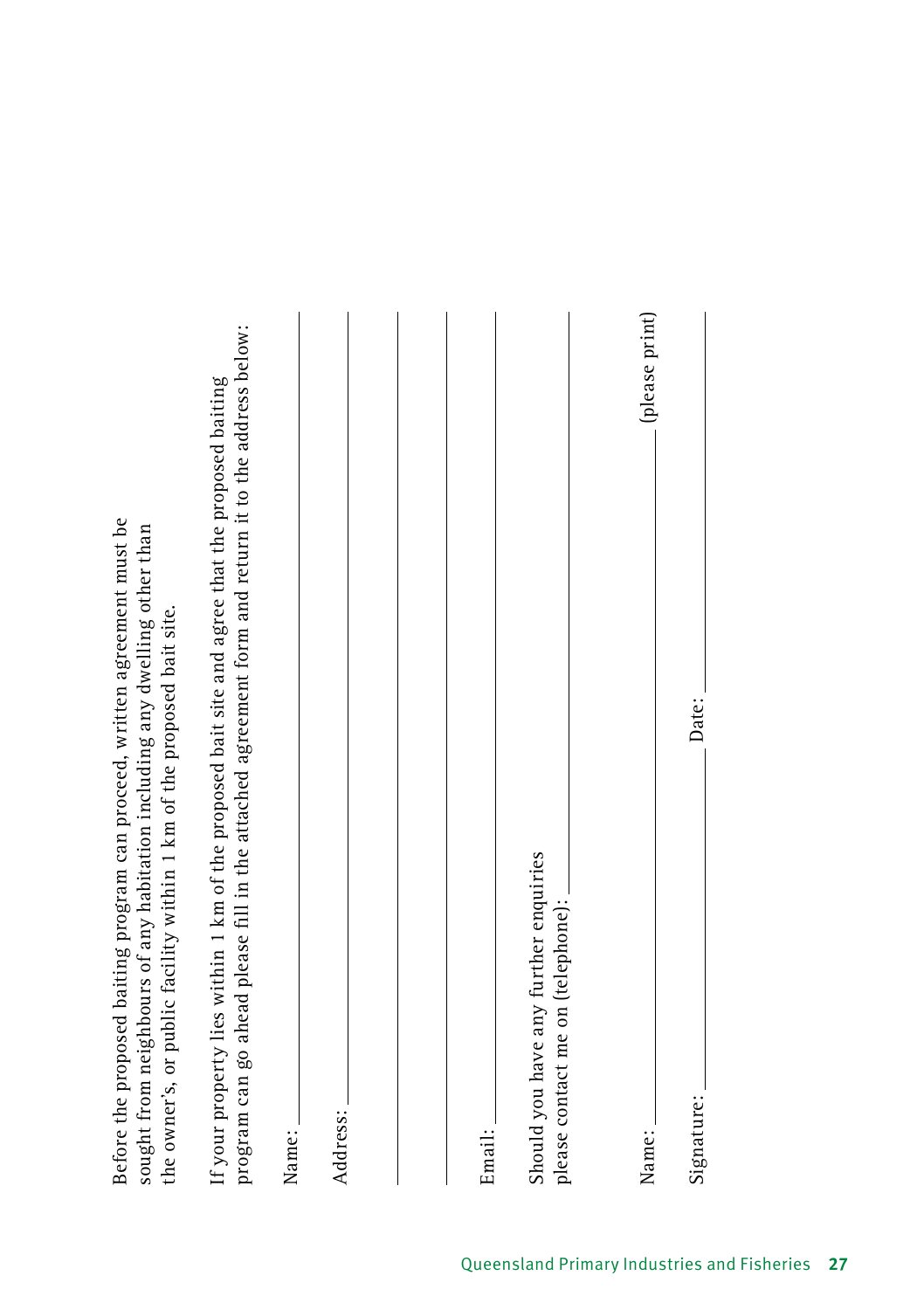Before the proposed baiting program can proceed, written agreement must be sought from neighbours of any habitation including any dwelling other than the owner's, or public facility within 1 km of the proposed bait site.

If your property lies within 1 km of the proposed bait site and agree that the proposed baiting program can go ahead please fill in the attached agreement form and return it to the address below:

Name: ______________________________________________

Address: ____________________________________________

____________________________________________________

____________________________________________________

Email: ______________________________________________

Should you have any further enquiries
please contact me on (telephone): ______________________

Name: _______________________________________ (please print)

Signature: ___________________________ Date: ______________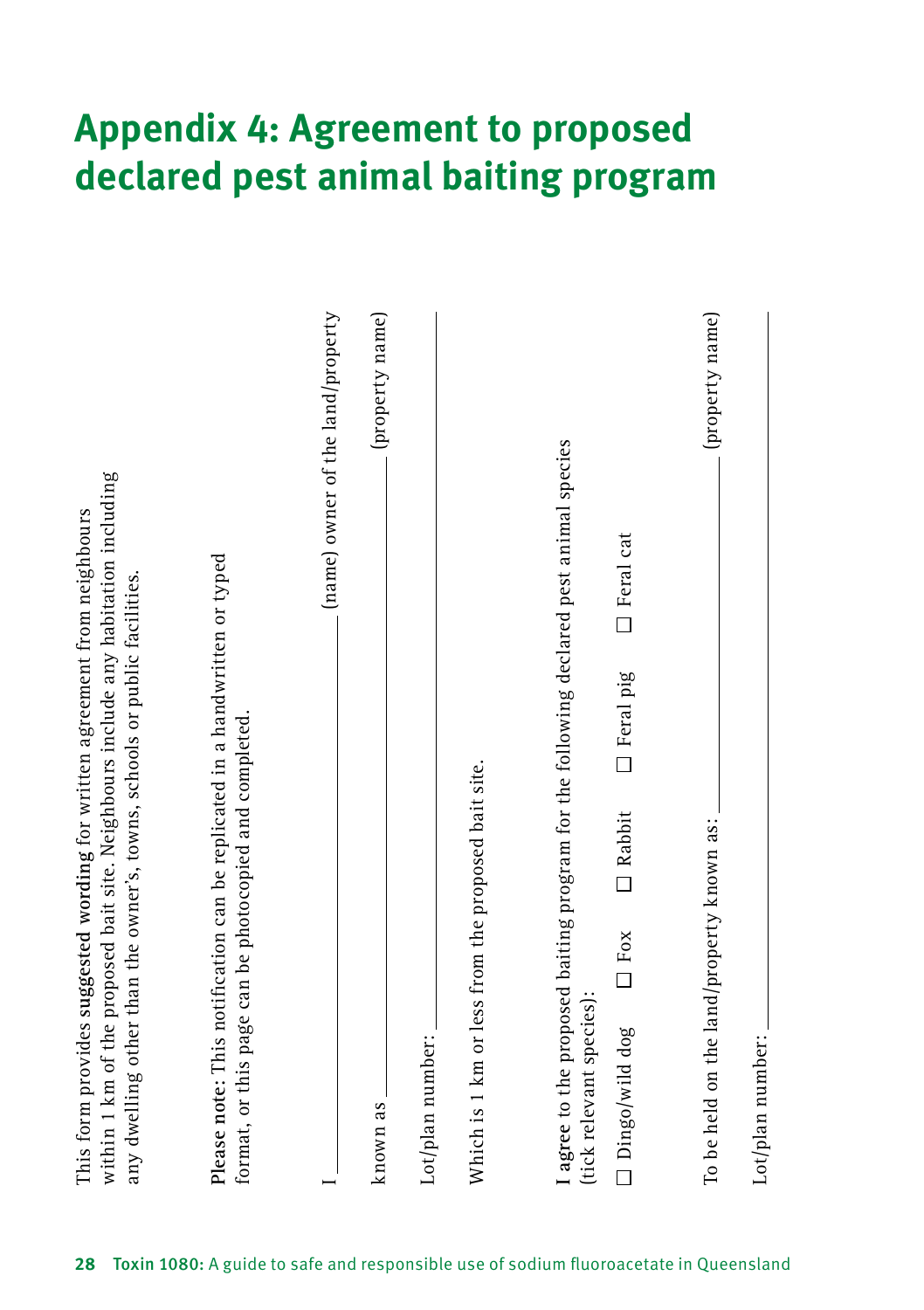# Appendix 4: Agreement to proposed declared pest animal baiting program

This form provides **suggested wording** for written agreement from neighbours within 1 km of the proposed bait site. Neighbours include any habitation including any dwelling other than the owner's, towns, schools or public facilities.

**Please note:** This notification can be replicated in a handwritten or typed format, or this page can be photocopied and completed.

I ______________________________ (name) owner of the land/property

known as ______________________________ (property name)

Lot/plan number: ______________________________

Which is 1 km or less from the proposed bait site.

**I agree** to the proposed baiting program for the following declared pest animal species (tick relevant species):

☐ Dingo/wild dog ☐ Fox ☐ Rabbit ☐ Feral pig ☐ Feral cat

To be held on the land/property known as: ______________________________ (property name)

Lot/plan number: ______________________________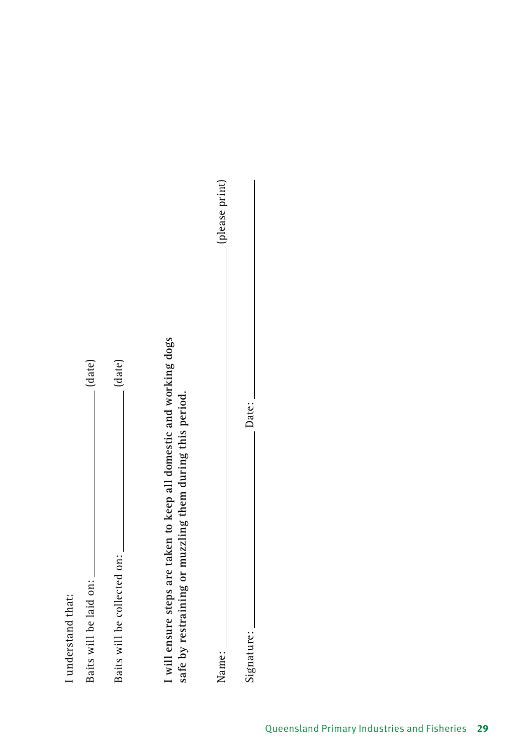I understand that:

Baits will be laid on: \_\_\_\_\_\_\_\_\_\_\_\_\_\_\_\_\_\_\_\_ (date)

Baits will be collected on: \_\_\_\_\_\_\_\_\_\_\_\_\_\_\_\_\_\_\_\_ (date)

**I will ensure steps are taken to keep all domestic and working dogs safe by restraining or muzzling them during this period.**

Name: \_\_\_\_\_\_\_\_\_\_\_\_\_\_\_\_\_\_\_\_\_\_\_\_\_\_\_\_\_\_\_\_\_\_\_\_\_\_\_\_ (please print)

Signature: \_\_\_\_\_\_\_\_\_\_\_\_\_\_\_\_\_\_\_\_ Date: \_\_\_\_\_\_\_\_\_\_\_\_\_\_\_\_\_\_\_\_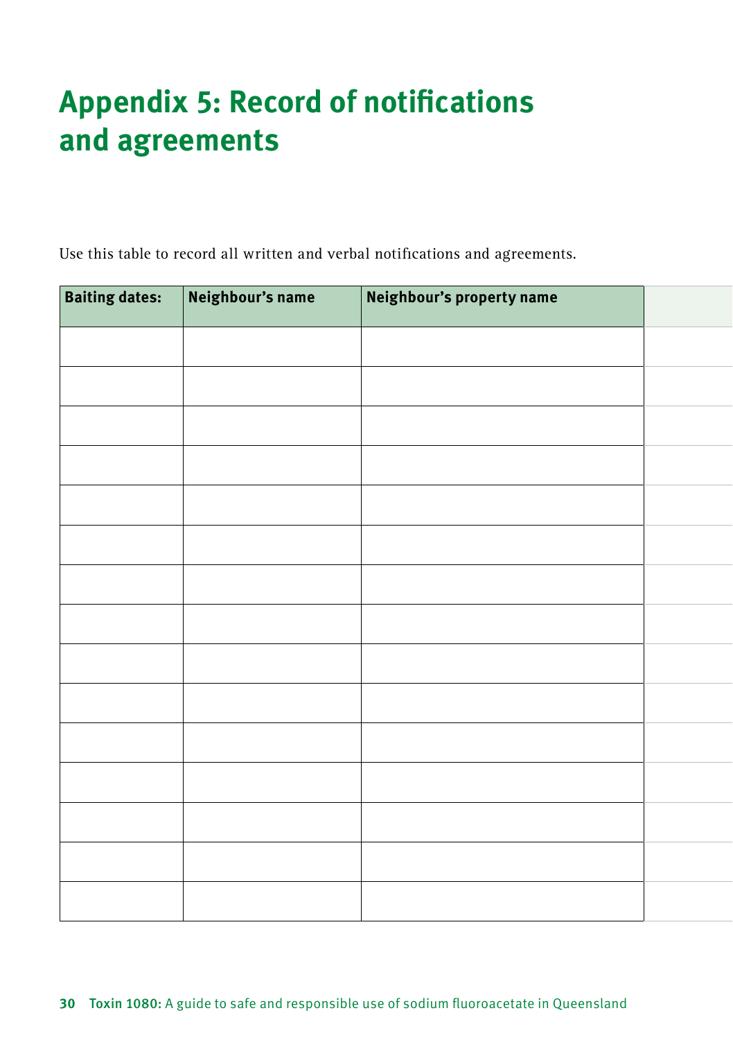# Appendix 5: Record of notifications and agreements

Use this table to record all written and verbal notifications and agreements.

| Baiting dates: | Neighbour's name | Neighbour's property name | |
|---|---|---|---|
| | | | |
| | | | |
| | | | |
| | | | |
| | | | |
| | | | |
| | | | |
| | | | |
| | | | |
| | | | |
| | | | |
| | | | |
| | | | |
| | | | |
| | | | |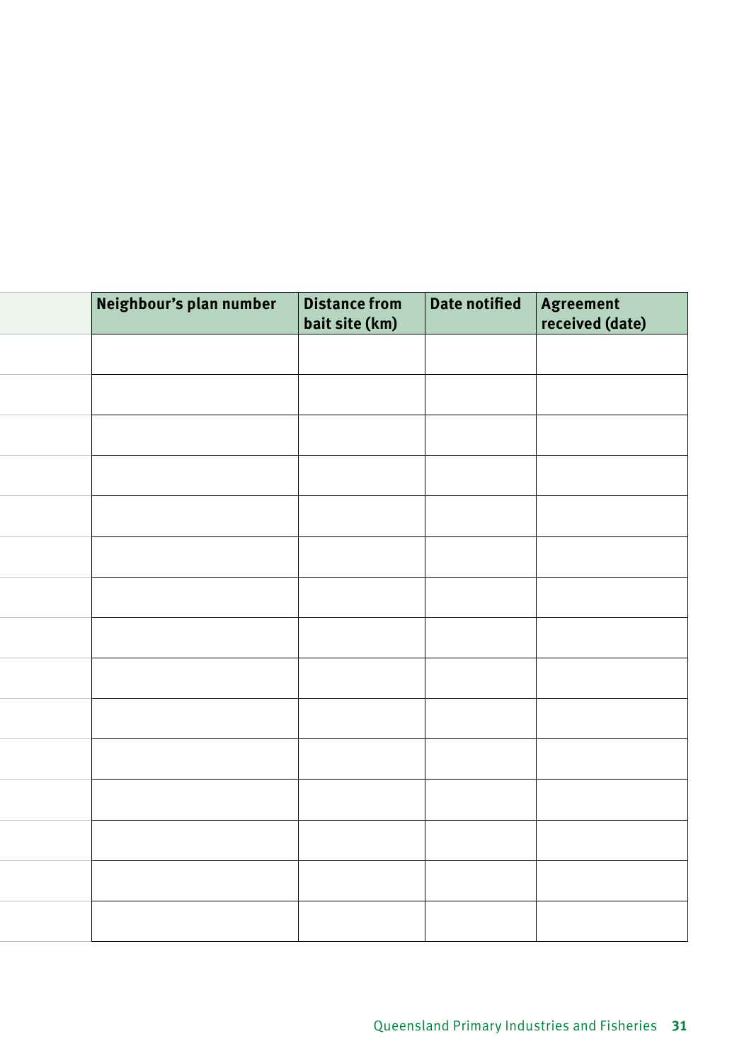| Neighbour's plan number | Distance from bait site (km) | Date notified | Agreement received (date) |
|---|---|---|---|
| | | | |
| | | | |
| | | | |
| | | | |
| | | | |
| | | | |
| | | | |
| | | | |
| | | | |
| | | | |
| | | | |
| | | | |
| | | | |
| | | | |
| | | | |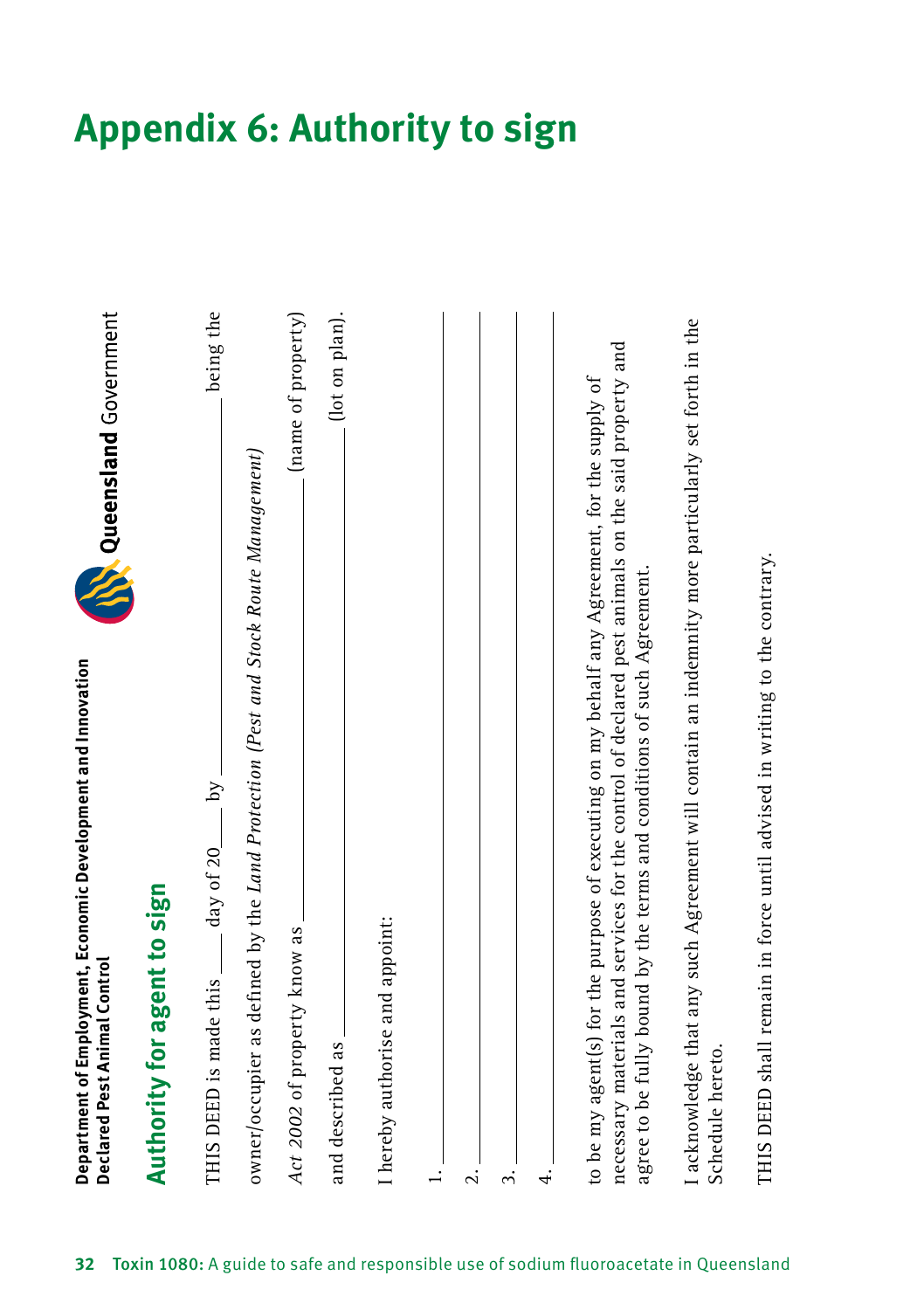# Appendix 6: Authority to sign

**Department of Employment, Economic Development and Innovation**
**Declared Pest Animal Control**

**Queensland** Government

## Authority for agent to sign

THIS DEED is made this \_\_\_\_ day of 20\_\_\_\_ by \_\_\_\_\_\_\_\_\_\_\_\_\_\_\_\_\_\_\_\_\_\_\_\_ being the owner/occupier as defined by the *Land Protection (Pest and Stock Route Management) Act 2002* of property know as \_\_\_\_\_\_\_\_\_\_\_\_\_\_\_\_\_\_\_\_\_\_\_\_ (name of property) and described as \_\_\_\_\_\_\_\_\_\_\_\_\_\_\_\_\_\_\_\_\_\_\_\_ (lot on plan).

I hereby authorise and appoint:

1. \_\_\_\_\_\_\_\_\_\_\_\_\_\_\_\_\_\_\_\_\_\_\_\_
2. \_\_\_\_\_\_\_\_\_\_\_\_\_\_\_\_\_\_\_\_\_\_\_\_
3. \_\_\_\_\_\_\_\_\_\_\_\_\_\_\_\_\_\_\_\_\_\_\_\_
4. \_\_\_\_\_\_\_\_\_\_\_\_\_\_\_\_\_\_\_\_\_\_\_\_

to be my agent(s) for the purpose of executing on my behalf any Agreement, for the supply of necessary materials and services for the control of declared pest animals on the said property and agree to be fully bound by the terms and conditions of such Agreement.

I acknowledge that any such Agreement will contain an indemnity more particularly set forth in the Schedule hereto.

THIS DEED shall remain in force until advised in writing to the contrary.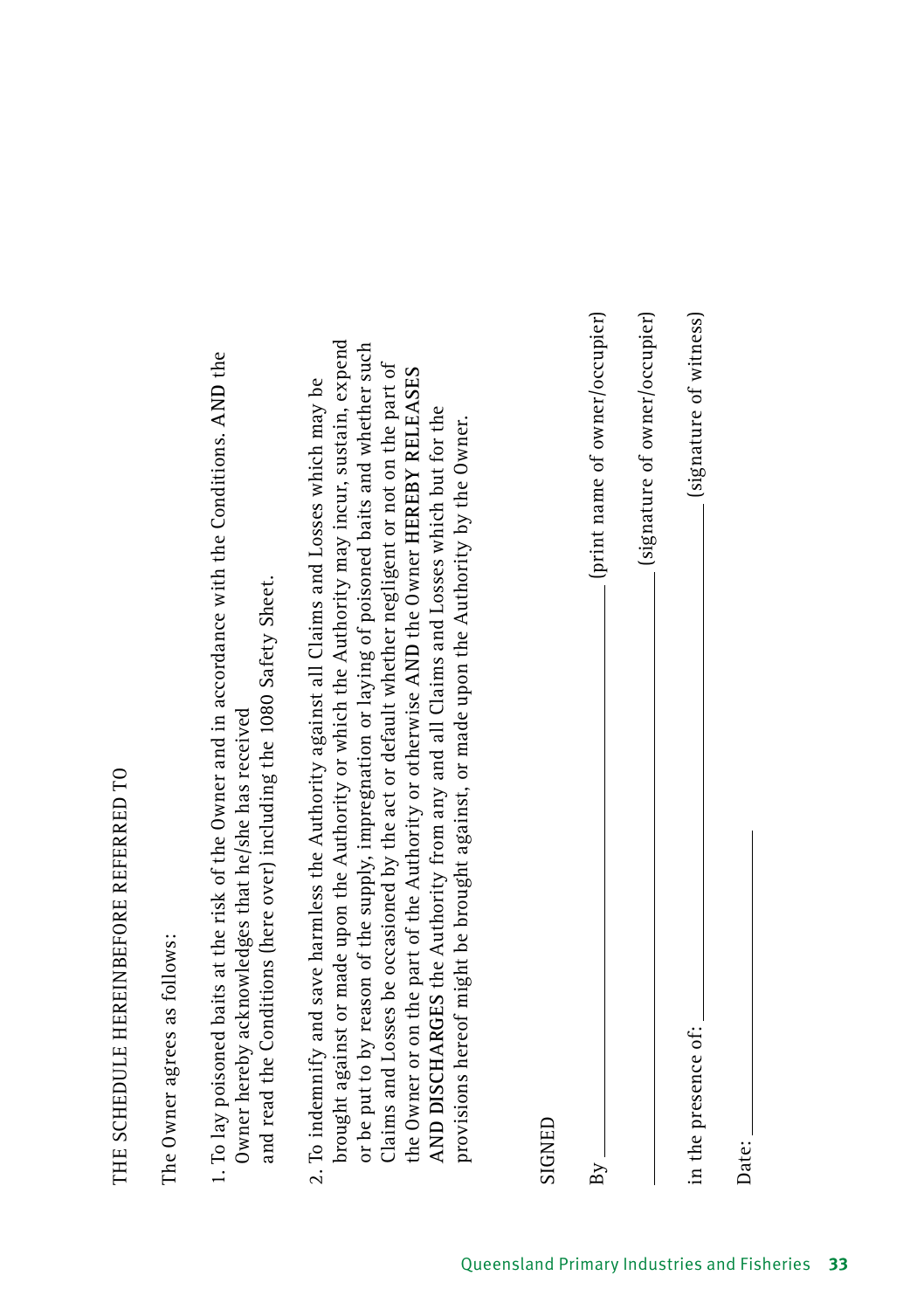THE SCHEDULE HEREINBEFORE REFERRED TO

The Owner agrees as follows:

1. To lay poisoned baits at the risk of the Owner and in accordance with the Conditions. **AND** the Owner hereby acknowledges that he/she has received and read the Conditions (here over) including the 1080 Safety Sheet.

2. To indemnify and save harmless the Authority against all Claims and Losses which may be brought against or made upon the Authority or which the Authority may incur, sustain, expend or be put to by reason of the supply, impregnation or laying of poisoned baits and whether such Claims and Losses be occasioned by the act or default whether negligent or not on the part of the Owner or on the part of the Authority or otherwise **AND** the Owner **HEREBY RELEASES AND DISCHARGES** the Authority from any and all Claims and Losses which but for the provisions hereof might be brought against, or made upon the Authority by the Owner.

SIGNED

By \_\_\_\_\_\_\_\_\_\_\_\_\_\_\_\_\_\_\_\_\_\_\_\_\_\_\_\_\_\_ (print name of owner/occupier)

\_\_\_\_\_\_\_\_\_\_\_\_\_\_\_\_\_\_\_\_\_\_\_\_\_\_\_\_\_\_ (signature of owner/occupier)

in the presence of: \_\_\_\_\_\_\_\_\_\_\_\_\_\_\_\_\_\_\_\_\_\_\_\_\_\_\_\_\_\_ (signature of witness)

Date: \_\_\_\_\_\_\_\_\_\_\_\_\_\_\_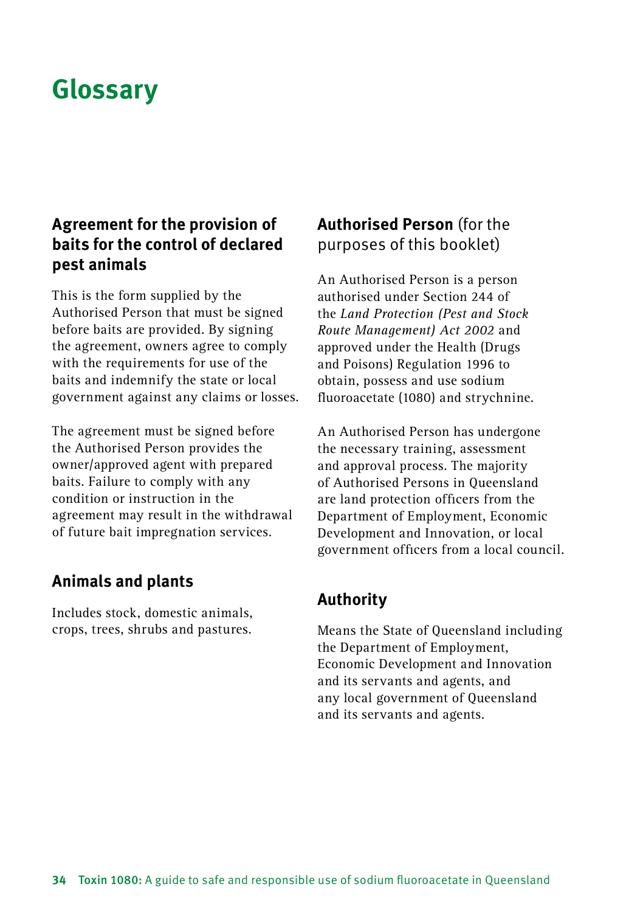# Glossary

## Agreement for the provision of baits for the control of declared pest animals

This is the form supplied by the Authorised Person that must be signed before baits are provided. By signing the agreement, owners agree to comply with the requirements for use of the baits and indemnify the state or local government against any claims or losses.

The agreement must be signed before the Authorised Person provides the owner/approved agent with prepared baits. Failure to comply with any condition or instruction in the agreement may result in the withdrawal of future bait impregnation services.

## Animals and plants

Includes stock, domestic animals, crops, trees, shrubs and pastures.

## Authorised Person (for the purposes of this booklet)

An Authorised Person is a person authorised under Section 244 of the *Land Protection (Pest and Stock Route Management) Act 2002* and approved under the Health (Drugs and Poisons) Regulation 1996 to obtain, possess and use sodium fluoroacetate (1080) and strychnine.

An Authorised Person has undergone the necessary training, assessment and approval process. The majority of Authorised Persons in Queensland are land protection officers from the Department of Employment, Economic Development and Innovation, or local government officers from a local council.

## Authority

Means the State of Queensland including the Department of Employment, Economic Development and Innovation and its servants and agents, and any local government of Queensland and its servants and agents.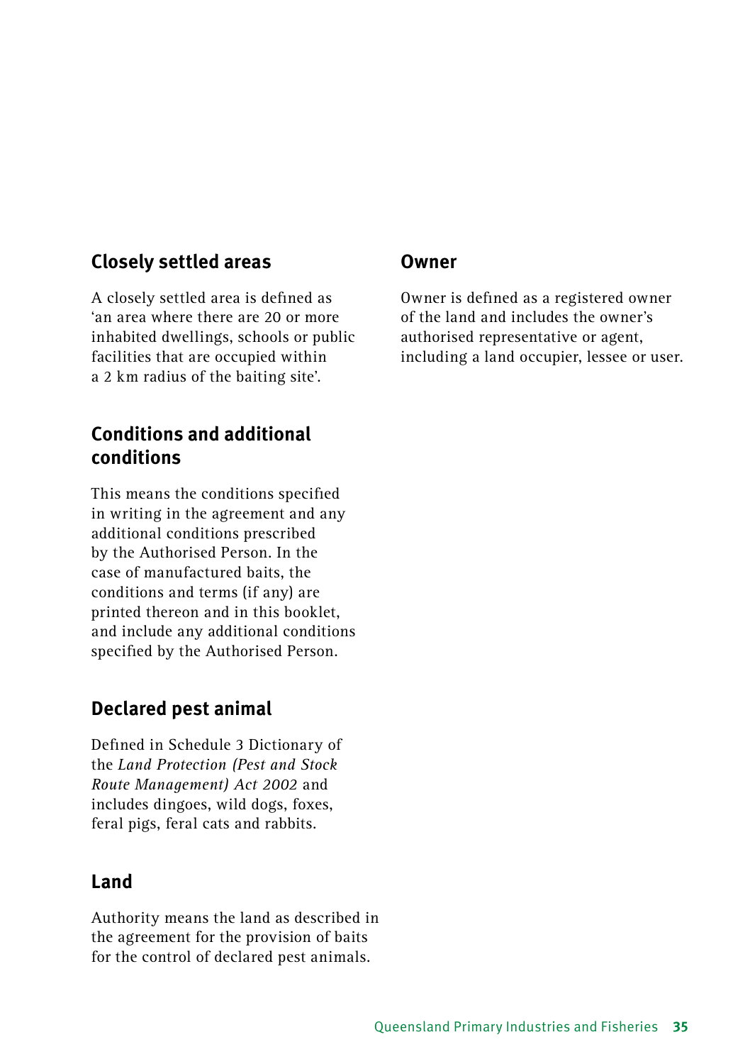## Closely settled areas

A closely settled area is defined as 'an area where there are 20 or more inhabited dwellings, schools or public facilities that are occupied within a 2 km radius of the baiting site'.

## Conditions and additional conditions

This means the conditions specified in writing in the agreement and any additional conditions prescribed by the Authorised Person. In the case of manufactured baits, the conditions and terms (if any) are printed thereon and in this booklet, and include any additional conditions specified by the Authorised Person.

## Declared pest animal

Defined in Schedule 3 Dictionary of the *Land Protection (Pest and Stock Route Management) Act 2002* and includes dingoes, wild dogs, foxes, feral pigs, feral cats and rabbits.

## Land

Authority means the land as described in the agreement for the provision of baits for the control of declared pest animals.

## Owner

Owner is defined as a registered owner of the land and includes the owner's authorised representative or agent, including a land occupier, lessee or user.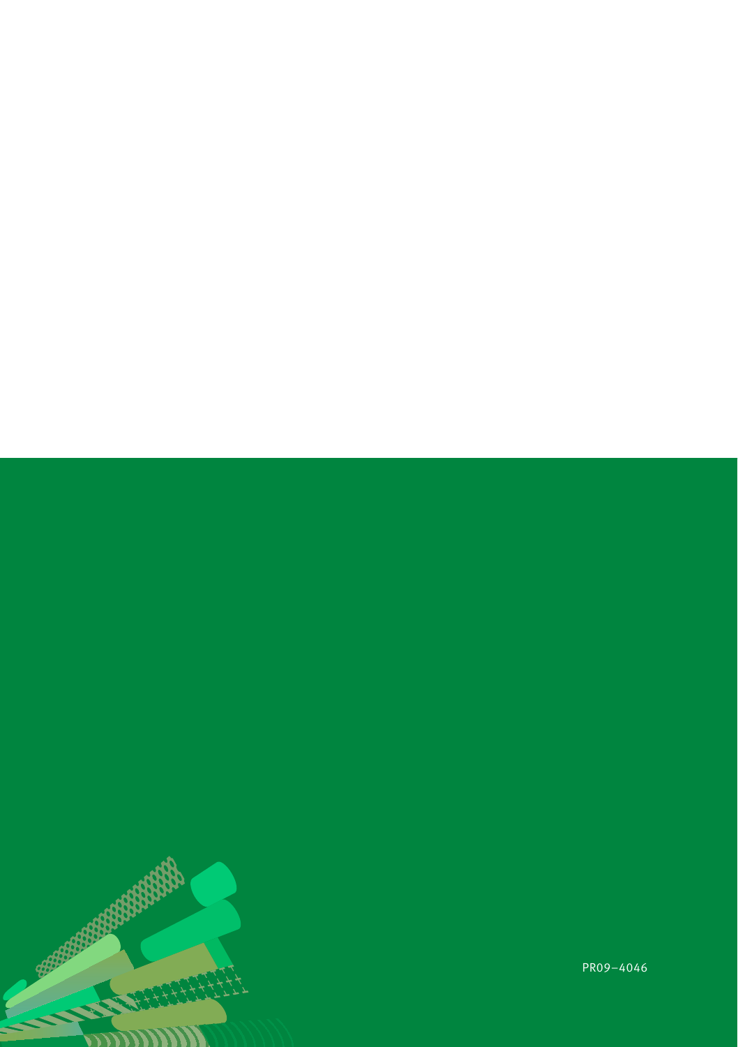PR09–4046